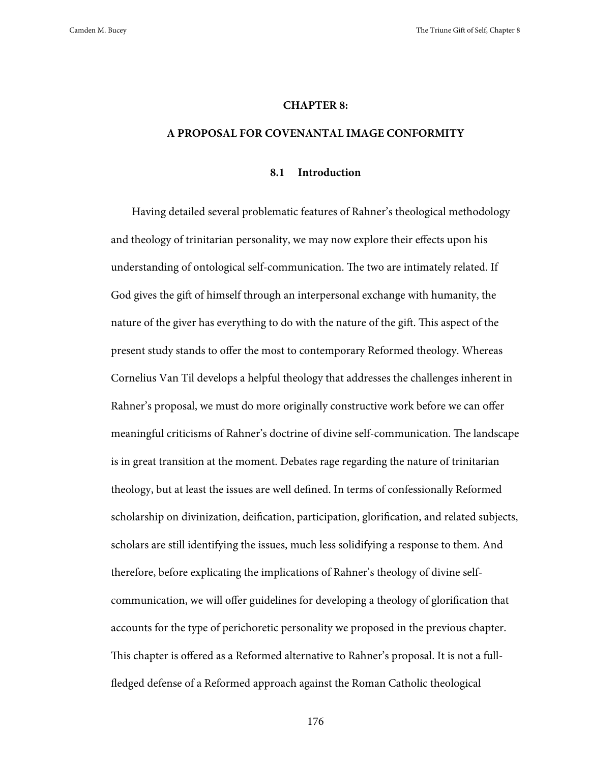# CHAPTER 8:

# A PROPOSAL FOR COVENANTAL IMAGE CONFORMITY

## 8.1 Introduction

Having detailed several problematic features of Rahner's theological methodology and theology of trinitarian personality, we may now explore their effects upon his understanding of ontological self-communication. The two are intimately related. If God gives the gift of himself through an interpersonal exchange with humanity, the nature of the giver has everything to do with the nature of the gift. This aspect of the present study stands to offer the most to contemporary Reformed theology. Whereas Cornelius Van Til develops a helpful theology that addresses the challenges inherent in Rahner's proposal, we must do more originally constructive work before we can offer meaningful criticisms of Rahner's doctrine of divine self-communication. The landscape is in great transition at the moment. Debates rage regarding the nature of trinitarian theology, but at least the issues are well defined. In terms of confessionally Reformed scholarship on divinization, deification, participation, glorification, and related subjects, scholars are still identifying the issues, much less solidifying a response to them. And therefore, before explicating the implications of Rahner's theology of divine self-communication, we will offer guidelines for developing a theology of glorification that accounts for the type of perichoretic personality we proposed in the previous chapter. This chapter is offered as a Reformed alternative to Rahner's proposal. It is not a full-fledged defense of a Reformed approach against the Roman Catholic theological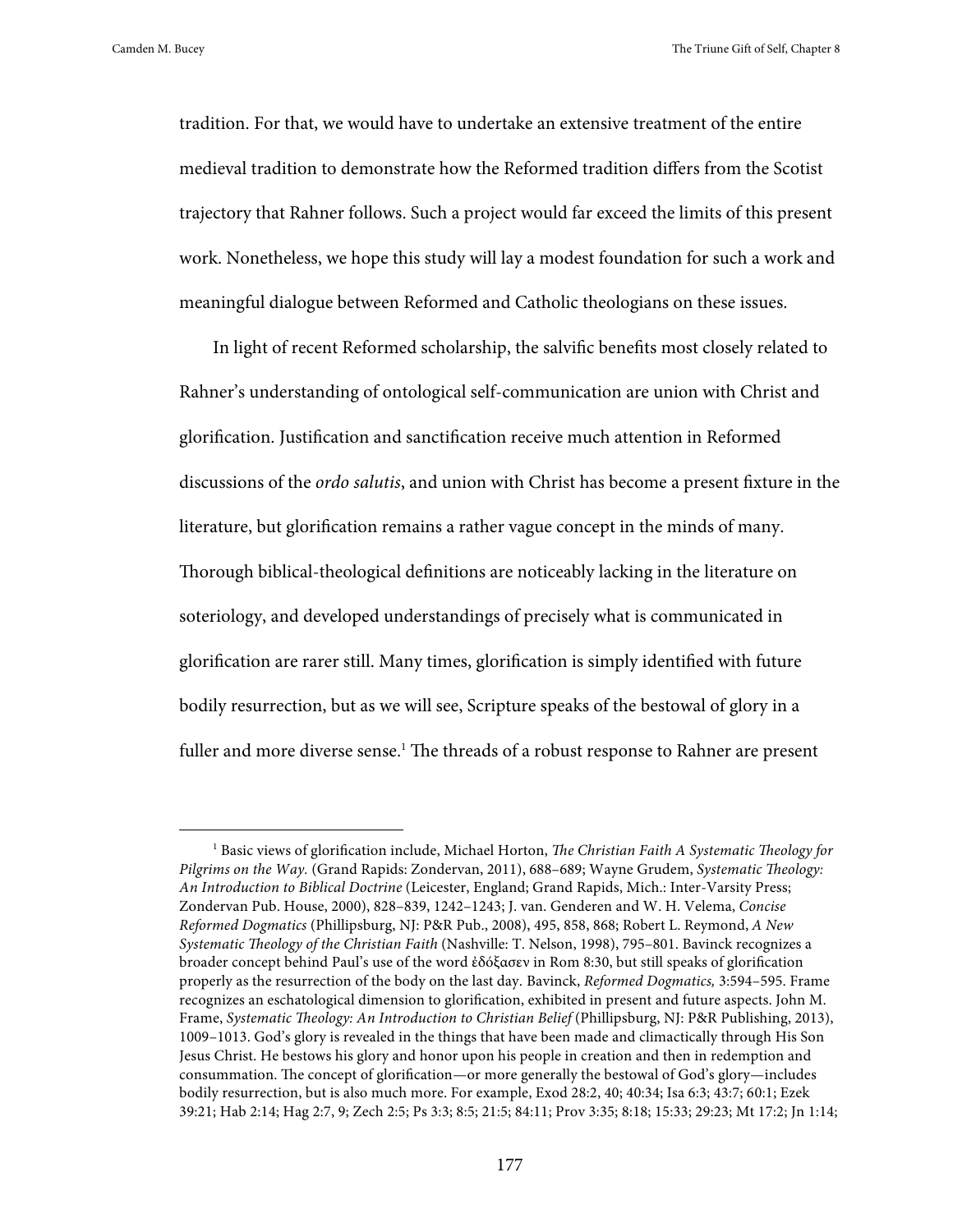tradition. For that, we would have to undertake an extensive treatment of the entire medieval tradition to demonstrate how the Reformed tradition differs from the Scotist trajectory that Rahner follows. Such a project would far exceed the limits of this present work. Nonetheless, we hope this study will lay a modest foundation for such a work and meaningful dialogue between Reformed and Catholic theologians on these issues.

In light of recent Reformed scholarship, the salvific benefits most closely related to Rahner's understanding of ontological self-communication are union with Christ and glorification. Justification and sanctification receive much attention in Reformed discussions of the *ordo salutis*, and union with Christ has become a present fixture in the literature, but glorification remains a rather vague concept in the minds of many. Thorough biblical-theological definitions are noticeably lacking in the literature on soteriology, and developed understandings of precisely what is communicated in glorification are rarer still. Many times, glorification is simply identified with future bodily resurrection, but as we will see, Scripture speaks of the bestowal of glory in a fuller and more diverse sense.[1] The threads of a robust response to Rahner are present

[1] Basic views of glorification include, Michael Horton, *The Christian Faith A Systematic Theology for Pilgrims on the Way.* (Grand Rapids: Zondervan, 2011), 688–689; Wayne Grudem, *Systematic Theology: An Introduction to Biblical Doctrine* (Leicester, England; Grand Rapids, Mich.: Inter-Varsity Press; Zondervan Pub. House, 2000), 828–839, 1242–1243; J. van. Genderen and W. H. Velema, *Concise Reformed Dogmatics* (Phillipsburg, NJ: P&R Pub., 2008), 495, 858, 868; Robert L. Reymond, *A New Systematic Theology of the Christian Faith* (Nashville: T. Nelson, 1998), 795–801. Bavinck recognizes a broader concept behind Paul's use of the word ἐδόξασεν in Rom 8:30, but still speaks of glorification properly as the resurrection of the body on the last day. Bavinck, *Reformed Dogmatics,* 3:594–595. Frame recognizes an eschatological dimension to glorification, exhibited in present and future aspects. John M. Frame, *Systematic Theology: An Introduction to Christian Belief* (Phillipsburg, NJ: P&R Publishing, 2013), 1009–1013. God's glory is revealed in the things that have been made and climactically through His Son Jesus Christ. He bestows his glory and honor upon his people in creation and then in redemption and consummation. The concept of glorification—or more generally the bestowal of God's glory—includes bodily resurrection, but is also much more. For example, Exod 28:2, 40; 40:34; Isa 6:3; 43:7; 60:1; Ezek 39:21; Hab 2:14; Hag 2:7, 9; Zech 2:5; Ps 3:3; 8:5; 21:5; 84:11; Prov 3:35; 8:18; 15:33; 29:23; Mt 17:2; Jn 1:14;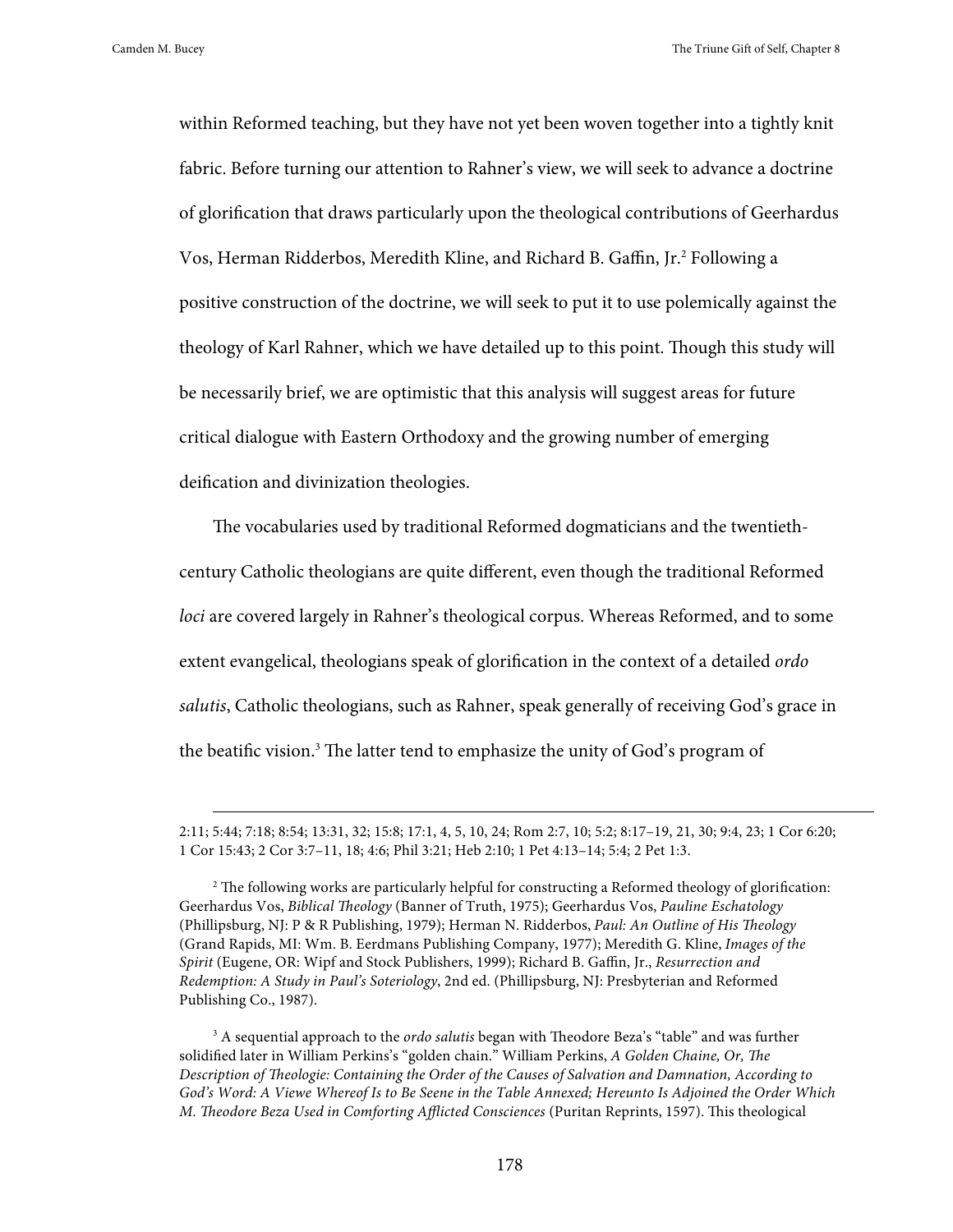within Reformed teaching, but they have not yet been woven together into a tightly knit fabric. Before turning our attention to Rahner's view, we will seek to advance a doctrine of glorification that draws particularly upon the theological contributions of Geerhardus Vos, Herman Ridderbos, Meredith Kline, and Richard B. Gaffin, Jr.[2] Following a positive construction of the doctrine, we will seek to put it to use polemically against the theology of Karl Rahner, which we have detailed up to this point. Though this study will be necessarily brief, we are optimistic that this analysis will suggest areas for future critical dialogue with Eastern Orthodoxy and the growing number of emerging deification and divinization theologies.

The vocabularies used by traditional Reformed dogmaticians and the twentieth-century Catholic theologians are quite different, even though the traditional Reformed *loci* are covered largely in Rahner's theological corpus. Whereas Reformed, and to some extent evangelical, theologians speak of glorification in the context of a detailed *ordo salutis*, Catholic theologians, such as Rahner, speak generally of receiving God's grace in the beatific vision.[3] The latter tend to emphasize the unity of God's program of

---

2:11; 5:44; 7:18; 8:54; 13:31, 32; 15:8; 17:1, 4, 5, 10, 24; Rom 2:7, 10; 5:2; 8:17–19, 21, 30; 9:4, 23; 1 Cor 6:20; 1 Cor 15:43; 2 Cor 3:7–11, 18; 4:6; Phil 3:21; Heb 2:10; 1 Pet 4:13–14; 5:4; 2 Pet 1:3.

[2] The following works are particularly helpful for constructing a Reformed theology of glorification: Geerhardus Vos, *Biblical Theology* (Banner of Truth, 1975); Geerhardus Vos, *Pauline Eschatology* (Phillipsburg, NJ: P & R Publishing, 1979); Herman N. Ridderbos, *Paul: An Outline of His Theology* (Grand Rapids, MI: Wm. B. Eerdmans Publishing Company, 1977); Meredith G. Kline, *Images of the Spirit* (Eugene, OR: Wipf and Stock Publishers, 1999); Richard B. Gaffin, Jr., *Resurrection and Redemption: A Study in Paul's Soteriology*, 2nd ed. (Phillipsburg, NJ: Presbyterian and Reformed Publishing Co., 1987).

[3] A sequential approach to the *ordo salutis* began with Theodore Beza's "table" and was further solidified later in William Perkins's "golden chain." William Perkins, *A Golden Chaine, Or, The Description of Theologie: Containing the Order of the Causes of Salvation and Damnation, According to God's Word: A Viewe Whereof Is to Be Seene in the Table Annexed; Hereunto Is Adjoined the Order Which M. Theodore Beza Used in Comforting Afflicted Consciences* (Puritan Reprints, 1597). This theological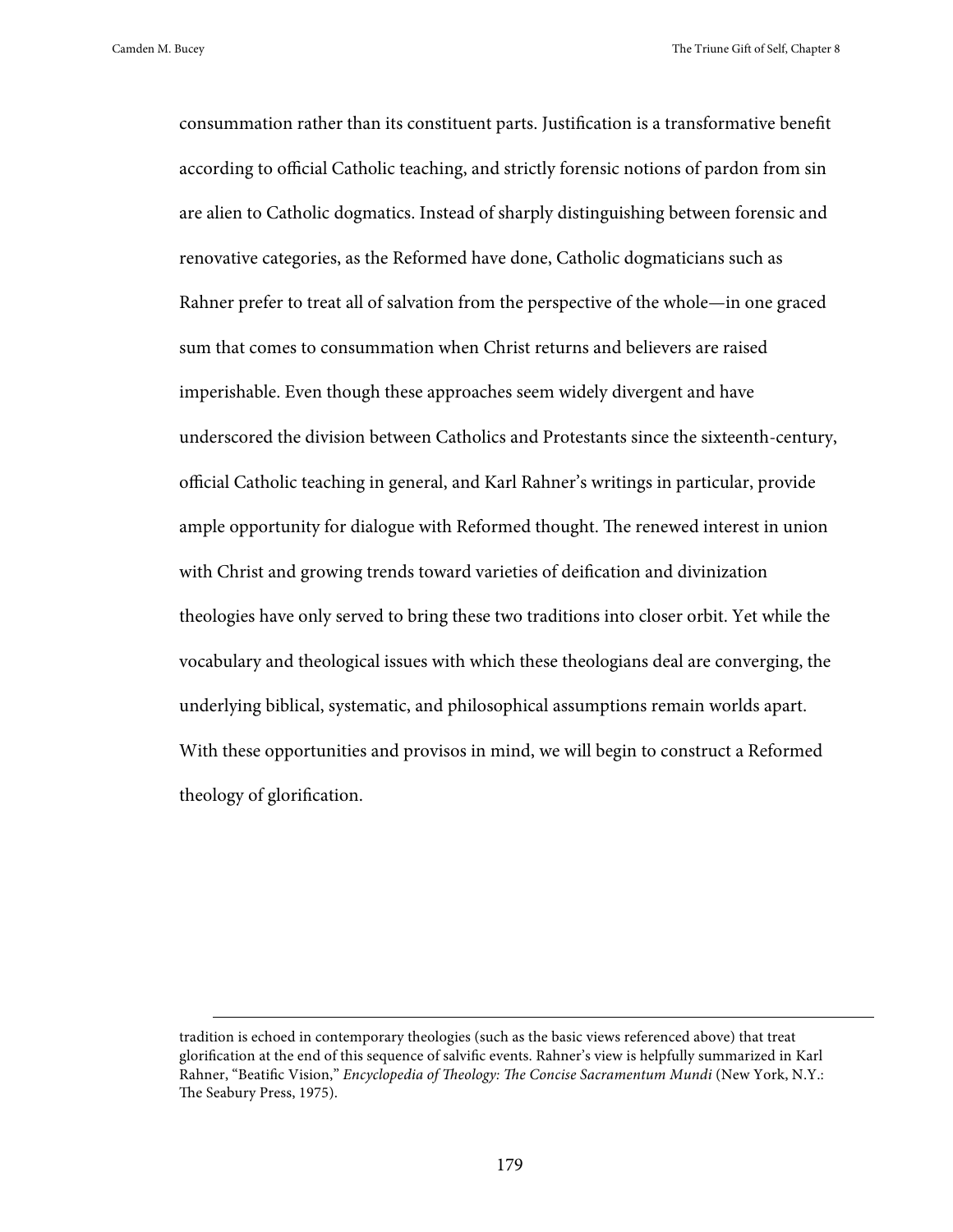consummation rather than its constituent parts. Justification is a transformative benefit according to official Catholic teaching, and strictly forensic notions of pardon from sin are alien to Catholic dogmatics. Instead of sharply distinguishing between forensic and renovative categories, as the Reformed have done, Catholic dogmaticians such as Rahner prefer to treat all of salvation from the perspective of the whole—in one graced sum that comes to consummation when Christ returns and believers are raised imperishable. Even though these approaches seem widely divergent and have underscored the division between Catholics and Protestants since the sixteenth-century, official Catholic teaching in general, and Karl Rahner's writings in particular, provide ample opportunity for dialogue with Reformed thought. The renewed interest in union with Christ and growing trends toward varieties of deification and divinization theologies have only served to bring these two traditions into closer orbit. Yet while the vocabulary and theological issues with which these theologians deal are converging, the underlying biblical, systematic, and philosophical assumptions remain worlds apart. With these opportunities and provisos in mind, we will begin to construct a Reformed theology of glorification.

---

tradition is echoed in contemporary theologies (such as the basic views referenced above) that treat glorification at the end of this sequence of salvific events. Rahner's view is helpfully summarized in Karl Rahner, "Beatific Vision," *Encyclopedia of Theology: The Concise Sacramentum Mundi* (New York, N.Y.: The Seabury Press, 1975).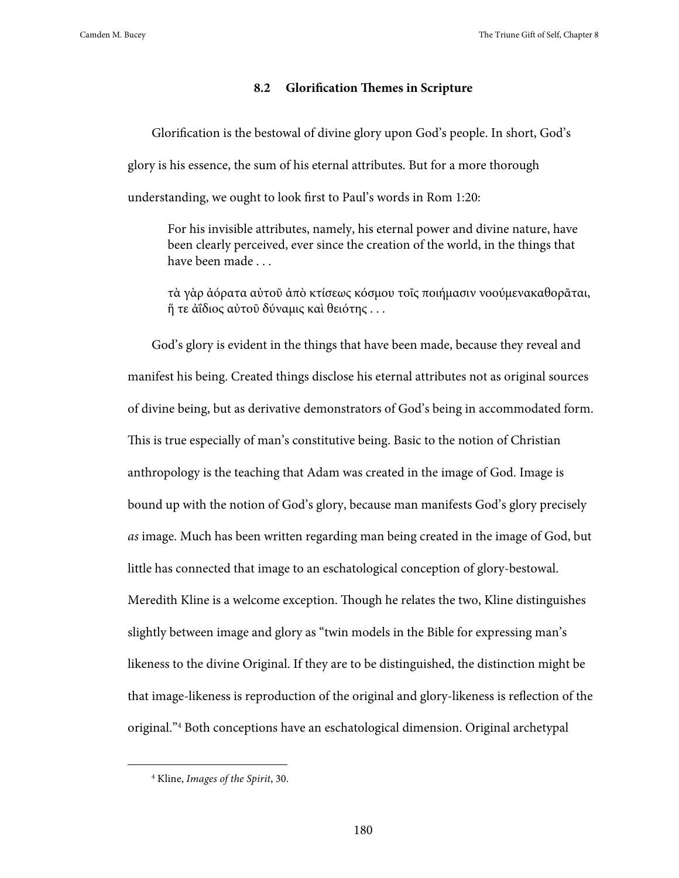## 8.2 Glorification Themes in Scripture

Glorification is the bestowal of divine glory upon God's people. In short, God's glory is his essence, the sum of his eternal attributes. But for a more thorough understanding, we ought to look first to Paul's words in Rom 1:20:

> For his invisible attributes, namely, his eternal power and divine nature, have been clearly perceived, ever since the creation of the world, in the things that have been made . . .
>
> τὰ γὰρ ἀόρατα αὐτοῦ ἀπὸ κτίσεως κόσμου τοῖς ποιήμασιν νοούμενακαθορᾶται, ἥ τε ἀΐδιος αὐτοῦ δύναμις καὶ θειότης . . .

God's glory is evident in the things that have been made, because they reveal and manifest his being. Created things disclose his eternal attributes not as original sources of divine being, but as derivative demonstrators of God's being in accommodated form. This is true especially of man's constitutive being. Basic to the notion of Christian anthropology is the teaching that Adam was created in the image of God. Image is bound up with the notion of God's glory, because man manifests God's glory precisely *as* image. Much has been written regarding man being created in the image of God, but little has connected that image to an eschatological conception of glory-bestowal. Meredith Kline is a welcome exception. Though he relates the two, Kline distinguishes slightly between image and glory as "twin models in the Bible for expressing man's likeness to the divine Original. If they are to be distinguished, the distinction might be that image-likeness is reproduction of the original and glory-likeness is reflection of the original."[4] Both conceptions have an eschatological dimension. Original archetypal

[4] Kline, *Images of the Spirit*, 30.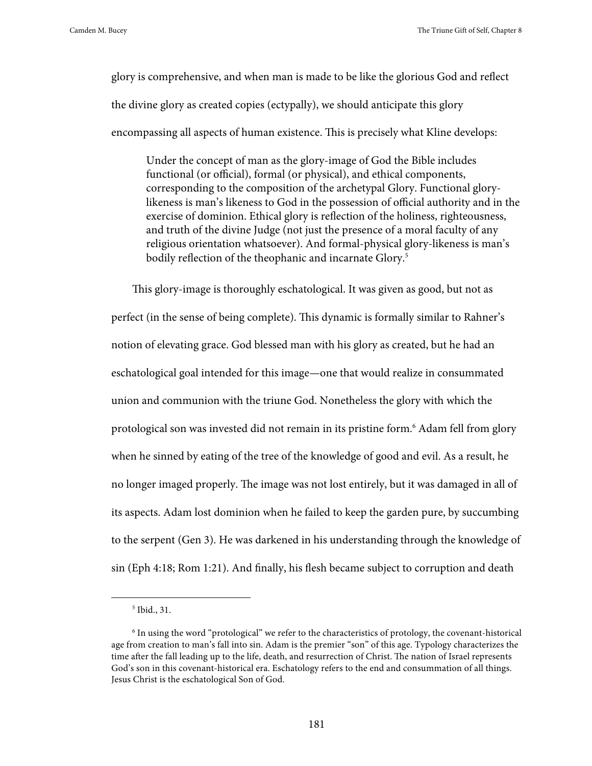glory is comprehensive, and when man is made to be like the glorious God and reflect the divine glory as created copies (ectypally), we should anticipate this glory encompassing all aspects of human existence. This is precisely what Kline develops:

> Under the concept of man as the glory-image of God the Bible includes functional (or official), formal (or physical), and ethical components, corresponding to the composition of the archetypal Glory. Functional glory-likeness is man's likeness to God in the possession of official authority and in the exercise of dominion. Ethical glory is reflection of the holiness, righteousness, and truth of the divine Judge (not just the presence of a moral faculty of any religious orientation whatsoever). And formal-physical glory-likeness is man's bodily reflection of the theophanic and incarnate Glory.[5]

This glory-image is thoroughly eschatological. It was given as good, but not as perfect (in the sense of being complete). This dynamic is formally similar to Rahner's notion of elevating grace. God blessed man with his glory as created, but he had an eschatological goal intended for this image—one that would realize in consummated union and communion with the triune God. Nonetheless the glory with which the protological son was invested did not remain in its pristine form.[6] Adam fell from glory when he sinned by eating of the tree of the knowledge of good and evil. As a result, he no longer imaged properly. The image was not lost entirely, but it was damaged in all of its aspects. Adam lost dominion when he failed to keep the garden pure, by succumbing to the serpent (Gen 3). He was darkened in his understanding through the knowledge of sin (Eph 4:18; Rom 1:21). And finally, his flesh became subject to corruption and death

---

[5] Ibid., 31.

[6] In using the word "protological" we refer to the characteristics of protology, the covenant-historical age from creation to man's fall into sin. Adam is the premier "son" of this age. Typology characterizes the time after the fall leading up to the life, death, and resurrection of Christ. The nation of Israel represents God's son in this covenant-historical era. Eschatology refers to the end and consummation of all things. Jesus Christ is the eschatological Son of God.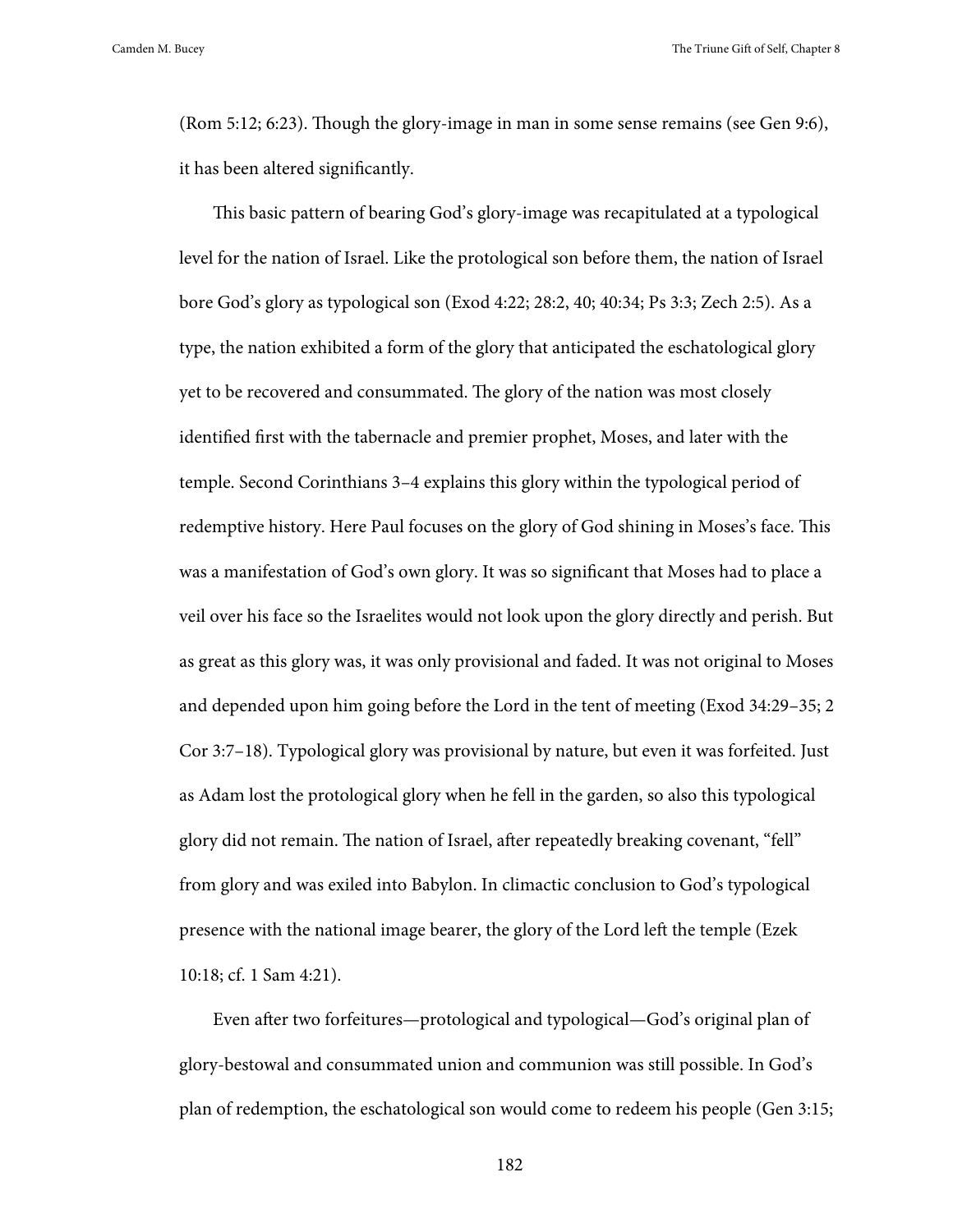(Rom 5:12; 6:23). Though the glory-image in man in some sense remains (see Gen 9:6), it has been altered significantly.

This basic pattern of bearing God's glory-image was recapitulated at a typological level for the nation of Israel. Like the protological son before them, the nation of Israel bore God's glory as typological son (Exod 4:22; 28:2, 40; 40:34; Ps 3:3; Zech 2:5). As a type, the nation exhibited a form of the glory that anticipated the eschatological glory yet to be recovered and consummated. The glory of the nation was most closely identified first with the tabernacle and premier prophet, Moses, and later with the temple. Second Corinthians 3–4 explains this glory within the typological period of redemptive history. Here Paul focuses on the glory of God shining in Moses's face. This was a manifestation of God's own glory. It was so significant that Moses had to place a veil over his face so the Israelites would not look upon the glory directly and perish. But as great as this glory was, it was only provisional and faded. It was not original to Moses and depended upon him going before the Lord in the tent of meeting (Exod 34:29–35; 2 Cor 3:7–18). Typological glory was provisional by nature, but even it was forfeited. Just as Adam lost the protological glory when he fell in the garden, so also this typological glory did not remain. The nation of Israel, after repeatedly breaking covenant, "fell" from glory and was exiled into Babylon. In climactic conclusion to God's typological presence with the national image bearer, the glory of the Lord left the temple (Ezek 10:18; cf. 1 Sam 4:21).

Even after two forfeitures—protological and typological—God's original plan of glory-bestowal and consummated union and communion was still possible. In God's plan of redemption, the eschatological son would come to redeem his people (Gen 3:15;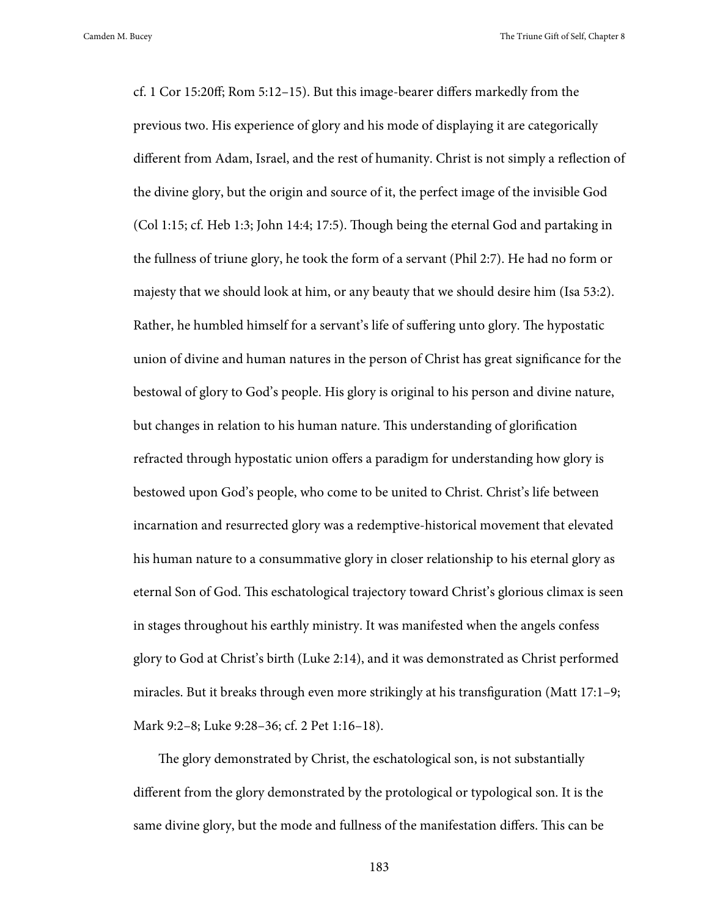cf. 1 Cor 15:20ff; Rom 5:12–15). But this image-bearer differs markedly from the previous two. His experience of glory and his mode of displaying it are categorically different from Adam, Israel, and the rest of humanity. Christ is not simply a reflection of the divine glory, but the origin and source of it, the perfect image of the invisible God (Col 1:15; cf. Heb 1:3; John 14:4; 17:5). Though being the eternal God and partaking in the fullness of triune glory, he took the form of a servant (Phil 2:7). He had no form or majesty that we should look at him, or any beauty that we should desire him (Isa 53:2). Rather, he humbled himself for a servant's life of suffering unto glory. The hypostatic union of divine and human natures in the person of Christ has great significance for the bestowal of glory to God's people. His glory is original to his person and divine nature, but changes in relation to his human nature. This understanding of glorification refracted through hypostatic union offers a paradigm for understanding how glory is bestowed upon God's people, who come to be united to Christ. Christ's life between incarnation and resurrected glory was a redemptive-historical movement that elevated his human nature to a consummative glory in closer relationship to his eternal glory as eternal Son of God. This eschatological trajectory toward Christ's glorious climax is seen in stages throughout his earthly ministry. It was manifested when the angels confess glory to God at Christ's birth (Luke 2:14), and it was demonstrated as Christ performed miracles. But it breaks through even more strikingly at his transfiguration (Matt 17:1–9; Mark 9:2–8; Luke 9:28–36; cf. 2 Pet 1:16–18).

The glory demonstrated by Christ, the eschatological son, is not substantially different from the glory demonstrated by the protological or typological son. It is the same divine glory, but the mode and fullness of the manifestation differs. This can be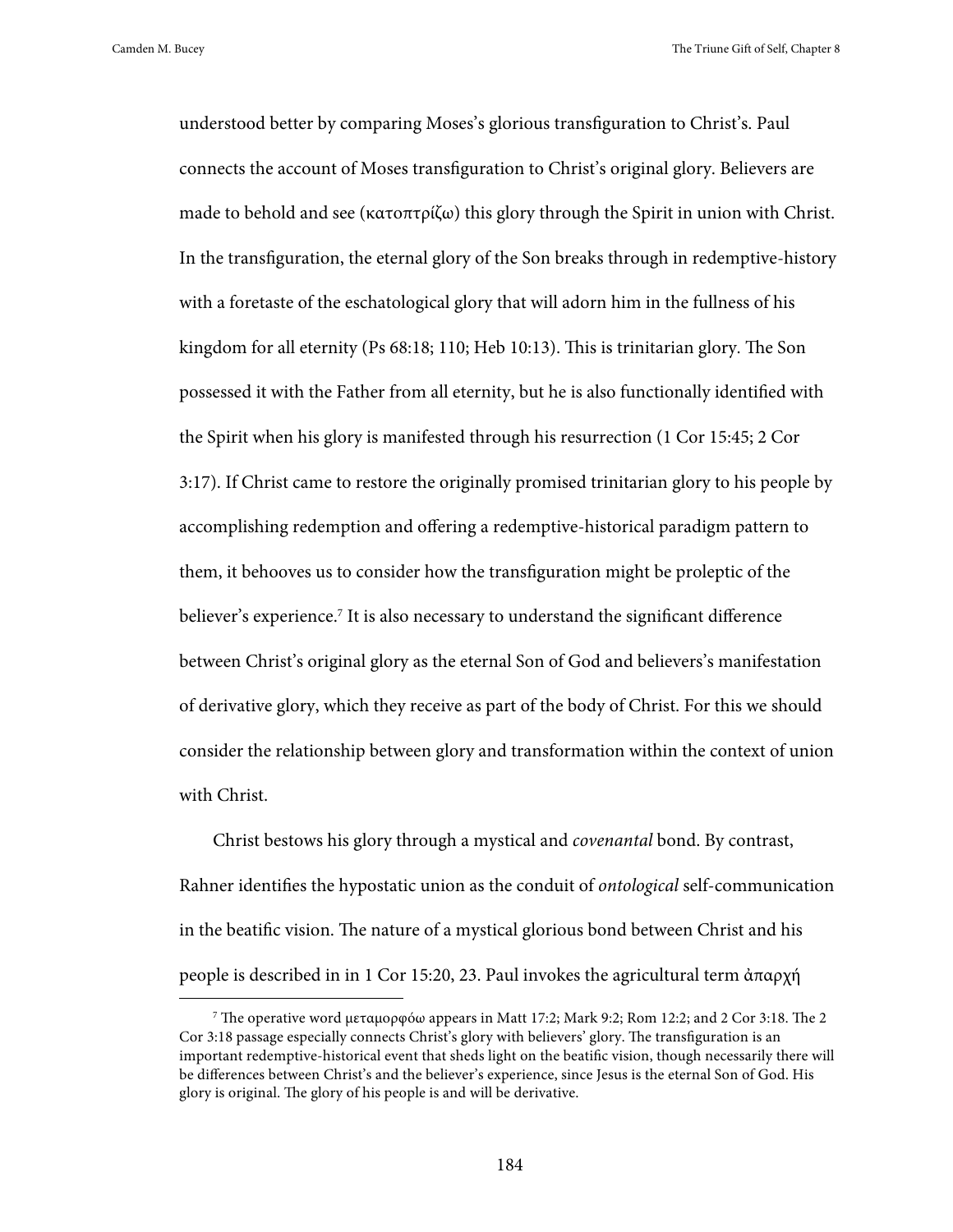understood better by comparing Moses's glorious transfiguration to Christ's. Paul connects the account of Moses transfiguration to Christ's original glory. Believers are made to behold and see (κατοπτρίζω) this glory through the Spirit in union with Christ. In the transfiguration, the eternal glory of the Son breaks through in redemptive-history with a foretaste of the eschatological glory that will adorn him in the fullness of his kingdom for all eternity (Ps 68:18; 110; Heb 10:13). This is trinitarian glory. The Son possessed it with the Father from all eternity, but he is also functionally identified with the Spirit when his glory is manifested through his resurrection (1 Cor 15:45; 2 Cor 3:17). If Christ came to restore the originally promised trinitarian glory to his people by accomplishing redemption and offering a redemptive-historical paradigm pattern to them, it behooves us to consider how the transfiguration might be proleptic of the believer's experience.[7] It is also necessary to understand the significant difference between Christ's original glory as the eternal Son of God and believers's manifestation of derivative glory, which they receive as part of the body of Christ. For this we should consider the relationship between glory and transformation within the context of union with Christ.

Christ bestows his glory through a mystical and *covenantal* bond. By contrast, Rahner identifies the hypostatic union as the conduit of *ontological* self-communication in the beatific vision. The nature of a mystical glorious bond between Christ and his people is described in in 1 Cor 15:20, 23. Paul invokes the agricultural term ἀπαρχή

---

[7] The operative word μεταμορφόω appears in Matt 17:2; Mark 9:2; Rom 12:2; and 2 Cor 3:18. The 2 Cor 3:18 passage especially connects Christ's glory with believers' glory. The transfiguration is an important redemptive-historical event that sheds light on the beatific vision, though necessarily there will be differences between Christ's and the believer's experience, since Jesus is the eternal Son of God. His glory is original. The glory of his people is and will be derivative.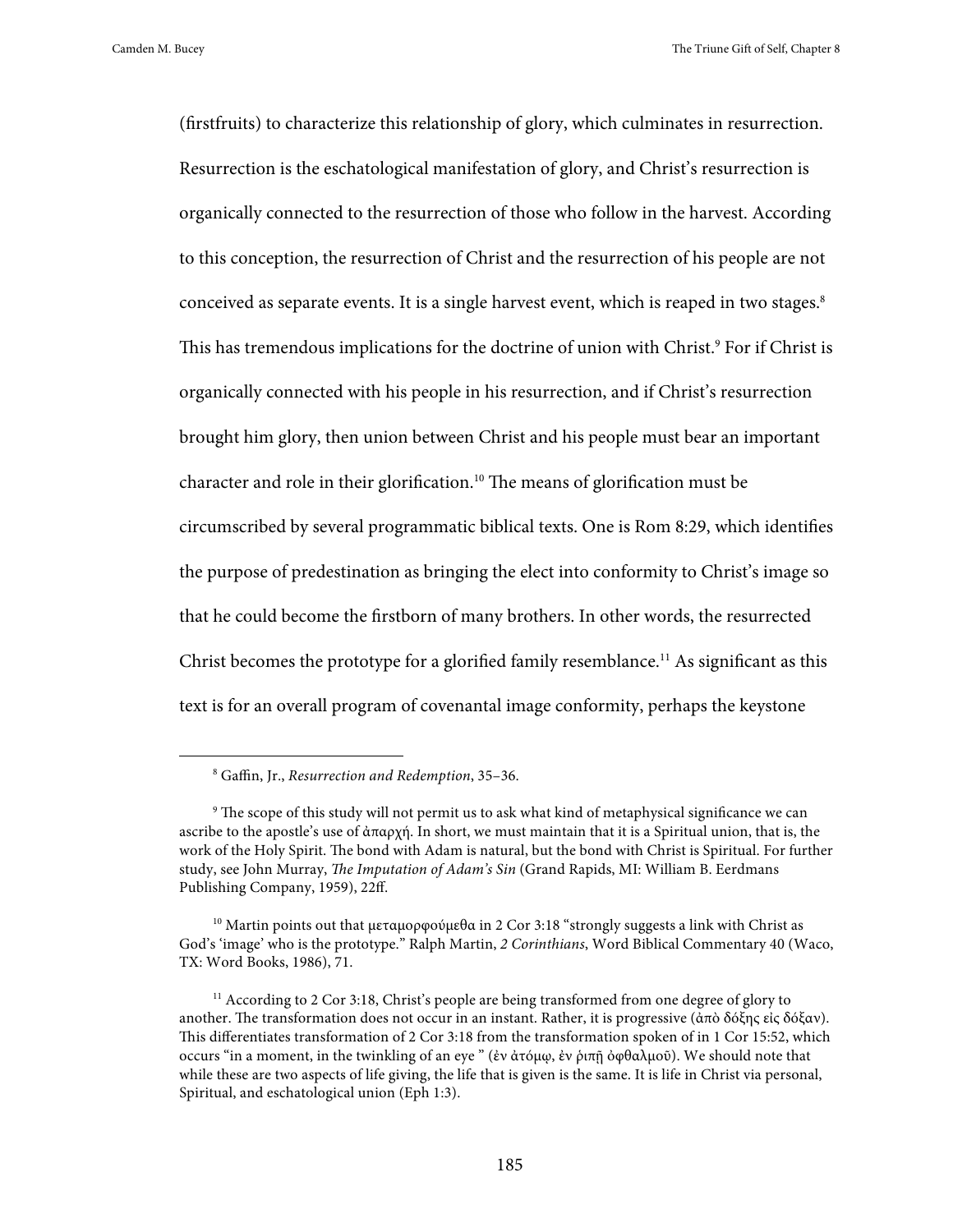(firstfruits) to characterize this relationship of glory, which culminates in resurrection. Resurrection is the eschatological manifestation of glory, and Christ's resurrection is organically connected to the resurrection of those who follow in the harvest. According to this conception, the resurrection of Christ and the resurrection of his people are not conceived as separate events. It is a single harvest event, which is reaped in two stages.[8] This has tremendous implications for the doctrine of union with Christ.[9] For if Christ is organically connected with his people in his resurrection, and if Christ's resurrection brought him glory, then union between Christ and his people must bear an important character and role in their glorification.[10] The means of glorification must be circumscribed by several programmatic biblical texts. One is Rom 8:29, which identifies the purpose of predestination as bringing the elect into conformity to Christ's image so that he could become the firstborn of many brothers. In other words, the resurrected Christ becomes the prototype for a glorified family resemblance.[11] As significant as this text is for an overall program of covenantal image conformity, perhaps the keystone

---

[8] Gaffin, Jr., *Resurrection and Redemption*, 35–36.

[9] The scope of this study will not permit us to ask what kind of metaphysical significance we can ascribe to the apostle's use of ἀπαρχή. In short, we must maintain that it is a Spiritual union, that is, the work of the Holy Spirit. The bond with Adam is natural, but the bond with Christ is Spiritual. For further study, see John Murray, *The Imputation of Adam's Sin* (Grand Rapids, MI: William B. Eerdmans Publishing Company, 1959), 22ff.

[10] Martin points out that μεταμορφούμεθα in 2 Cor 3:18 "strongly suggests a link with Christ as God's 'image' who is the prototype." Ralph Martin, *2 Corinthians*, Word Biblical Commentary 40 (Waco, TX: Word Books, 1986), 71.

[11] According to 2 Cor 3:18, Christ's people are being transformed from one degree of glory to another. The transformation does not occur in an instant. Rather, it is progressive (ἀπὸ δόξης εἰς δόξαν). This differentiates transformation of 2 Cor 3:18 from the transformation spoken of in 1 Cor 15:52, which occurs "in a moment, in the twinkling of an eye " (ἐν ἀτόμῳ, ἐν ῥιπῇ ὀφθαλμοῦ). We should note that while these are two aspects of life giving, the life that is given is the same. It is life in Christ via personal, Spiritual, and eschatological union (Eph 1:3).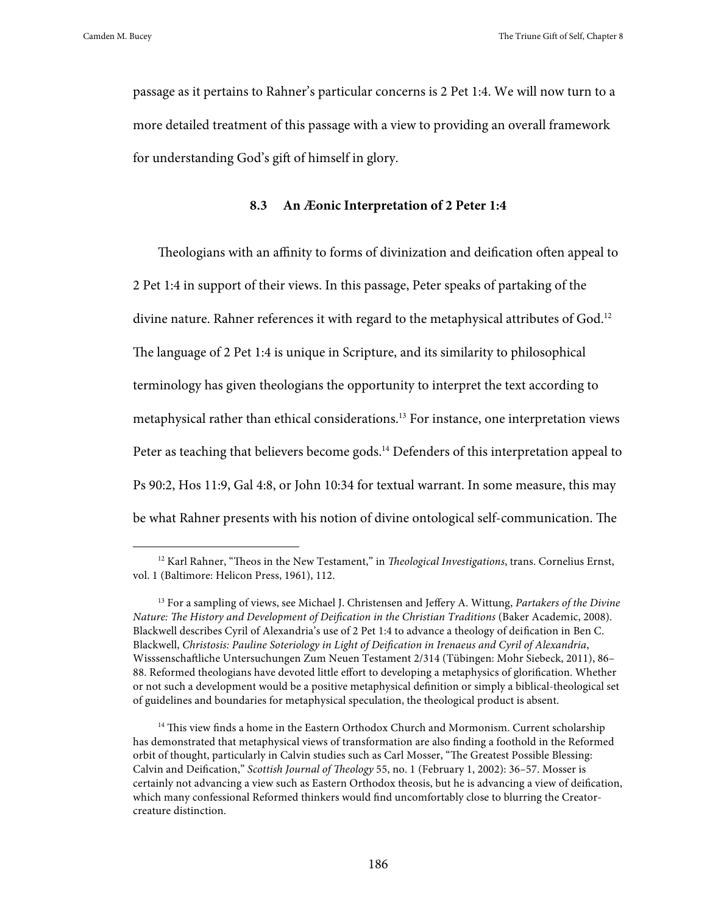passage as it pertains to Rahner's particular concerns is 2 Pet 1:4. We will now turn to a more detailed treatment of this passage with a view to providing an overall framework for understanding God's gift of himself in glory.

### 8.3 An Æonic Interpretation of 2 Peter 1:4

Theologians with an affinity to forms of divinization and deification often appeal to 2 Pet 1:4 in support of their views. In this passage, Peter speaks of partaking of the divine nature. Rahner references it with regard to the metaphysical attributes of God.[12] The language of 2 Pet 1:4 is unique in Scripture, and its similarity to philosophical terminology has given theologians the opportunity to interpret the text according to metaphysical rather than ethical considerations.[13] For instance, one interpretation views Peter as teaching that believers become gods.[14] Defenders of this interpretation appeal to Ps 90:2, Hos 11:9, Gal 4:8, or John 10:34 for textual warrant. In some measure, this may be what Rahner presents with his notion of divine ontological self-communication. The

---

[12] Karl Rahner, "Theos in the New Testament," in *Theological Investigations*, trans. Cornelius Ernst, vol. 1 (Baltimore: Helicon Press, 1961), 112.

[13] For a sampling of views, see Michael J. Christensen and Jeffery A. Wittung, *Partakers of the Divine Nature: The History and Development of Deification in the Christian Traditions* (Baker Academic, 2008). Blackwell describes Cyril of Alexandria's use of 2 Pet 1:4 to advance a theology of deification in Ben C. Blackwell, *Christosis: Pauline Soteriology in Light of Deification in Irenaeus and Cyril of Alexandria*, Wisssenschaftliche Untersuchungen Zum Neuen Testament 2/314 (Tübingen: Mohr Siebeck, 2011), 86–88. Reformed theologians have devoted little effort to developing a metaphysics of glorification. Whether or not such a development would be a positive metaphysical definition or simply a biblical-theological set of guidelines and boundaries for metaphysical speculation, the theological product is absent.

[14] This view finds a home in the Eastern Orthodox Church and Mormonism. Current scholarship has demonstrated that metaphysical views of transformation are also finding a foothold in the Reformed orbit of thought, particularly in Calvin studies such as Carl Mosser, "The Greatest Possible Blessing: Calvin and Deification," *Scottish Journal of Theology* 55, no. 1 (February 1, 2002): 36–57. Mosser is certainly not advancing a view such as Eastern Orthodox theosis, but he is advancing a view of deification, which many confessional Reformed thinkers would find uncomfortably close to blurring the Creator-creature distinction.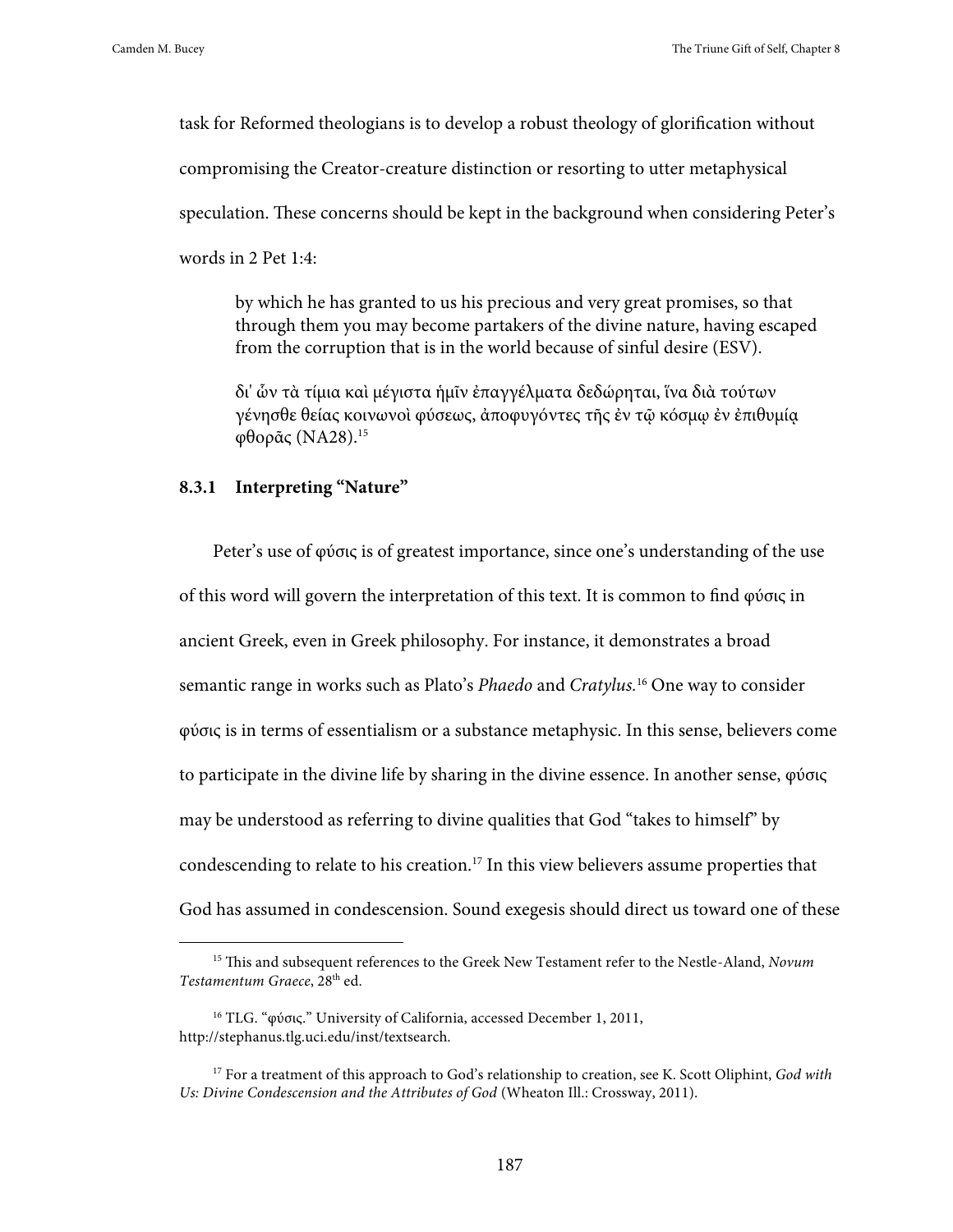task for Reformed theologians is to develop a robust theology of glorification without compromising the Creator-creature distinction or resorting to utter metaphysical speculation. These concerns should be kept in the background when considering Peter's words in 2 Pet 1:4:

> by which he has granted to us his precious and very great promises, so that through them you may become partakers of the divine nature, having escaped from the corruption that is in the world because of sinful desire (ESV).
>
> δι' ὧν τὰ τίμια καὶ μέγιστα ἡμῖν ἐπαγγέλματα δεδώρηται, ἵνα διὰ τούτων γένησθε θείας κοινωνοὶ φύσεως, ἀποφυγόντες τῆς ἐν τῷ κόσμῳ ἐν ἐπιθυμίᾳ φθορᾶς (NA28).[15]

### 8.3.1 Interpreting "Nature"

Peter's use of φύσις is of greatest importance, since one's understanding of the use of this word will govern the interpretation of this text. It is common to find φύσις in ancient Greek, even in Greek philosophy. For instance, it demonstrates a broad semantic range in works such as Plato's *Phaedo* and *Cratylus.*[16] One way to consider φύσις is in terms of essentialism or a substance metaphysic. In this sense, believers come to participate in the divine life by sharing in the divine essence. In another sense, φύσις may be understood as referring to divine qualities that God "takes to himself" by condescending to relate to his creation.[17] In this view believers assume properties that God has assumed in condescension. Sound exegesis should direct us toward one of these

---

[15] This and subsequent references to the Greek New Testament refer to the Nestle-Aland, *Novum Testamentum Graece*, 28th ed.

[16] TLG. "φύσις." University of California, accessed December 1, 2011, http://stephanus.tlg.uci.edu/inst/textsearch.

[17] For a treatment of this approach to God's relationship to creation, see K. Scott Oliphint, *God with Us: Divine Condescension and the Attributes of God* (Wheaton Ill.: Crossway, 2011).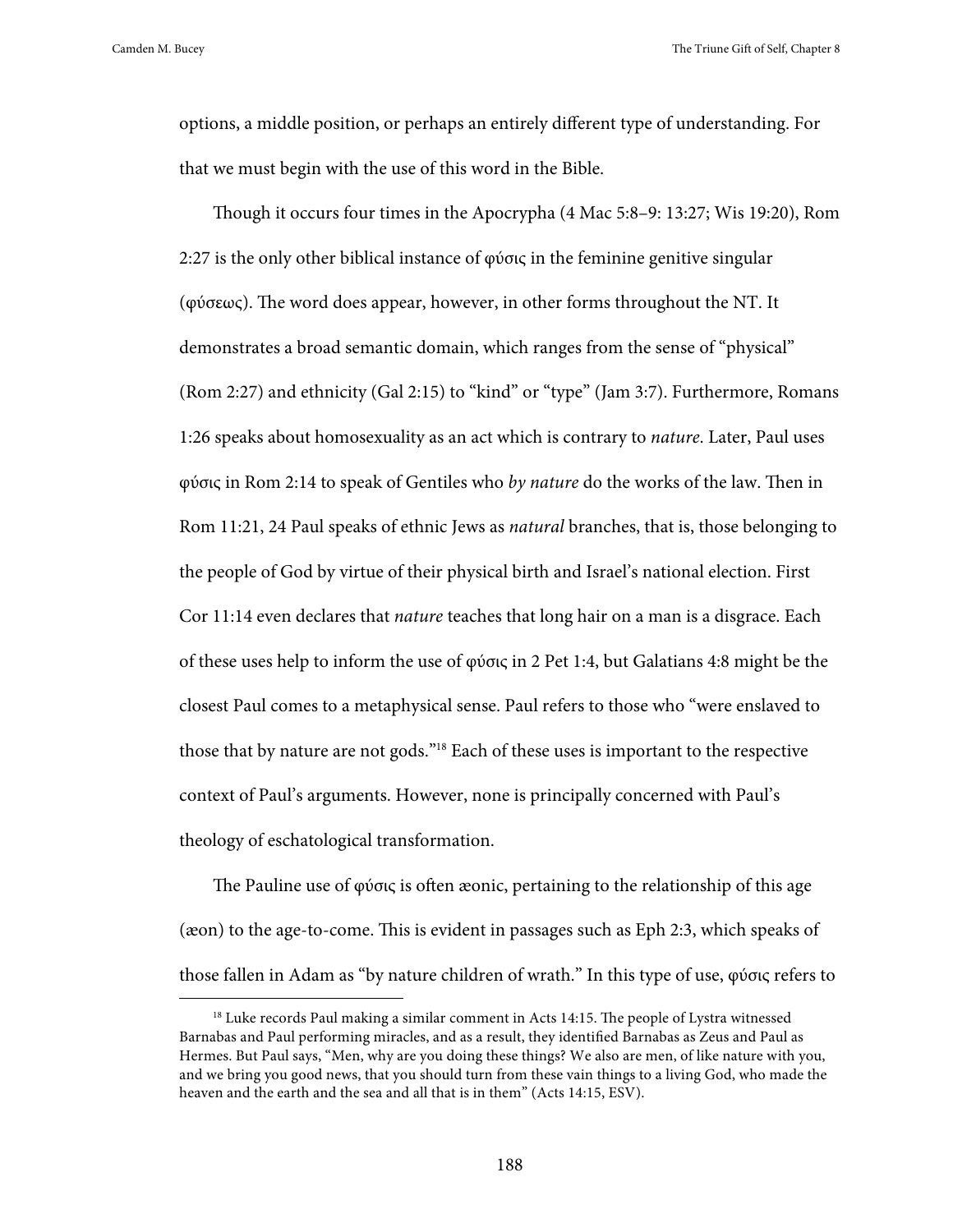options, a middle position, or perhaps an entirely different type of understanding. For that we must begin with the use of this word in the Bible.

Though it occurs four times in the Apocrypha (4 Mac 5:8–9: 13:27; Wis 19:20), Rom 2:27 is the only other biblical instance of φύσις in the feminine genitive singular (φύσεως). The word does appear, however, in other forms throughout the NT. It demonstrates a broad semantic domain, which ranges from the sense of "physical" (Rom 2:27) and ethnicity (Gal 2:15) to "kind" or "type" (Jam 3:7). Furthermore, Romans 1:26 speaks about homosexuality as an act which is contrary to *nature*. Later, Paul uses φύσις in Rom 2:14 to speak of Gentiles who *by nature* do the works of the law. Then in Rom 11:21, 24 Paul speaks of ethnic Jews as *natural* branches, that is, those belonging to the people of God by virtue of their physical birth and Israel's national election. First Cor 11:14 even declares that *nature* teaches that long hair on a man is a disgrace. Each of these uses help to inform the use of φύσις in 2 Pet 1:4, but Galatians 4:8 might be the closest Paul comes to a metaphysical sense. Paul refers to those who "were enslaved to those that by nature are not gods."[18] Each of these uses is important to the respective context of Paul's arguments. However, none is principally concerned with Paul's theology of eschatological transformation.

The Pauline use of φύσις is often æonic, pertaining to the relationship of this age (æon) to the age-to-come. This is evident in passages such as Eph 2:3, which speaks of those fallen in Adam as "by nature children of wrath." In this type of use, φύσις refers to

[18] Luke records Paul making a similar comment in Acts 14:15. The people of Lystra witnessed Barnabas and Paul performing miracles, and as a result, they identified Barnabas as Zeus and Paul as Hermes. But Paul says, "Men, why are you doing these things? We also are men, of like nature with you, and we bring you good news, that you should turn from these vain things to a living God, who made the heaven and the earth and the sea and all that is in them" (Acts 14:15, ESV).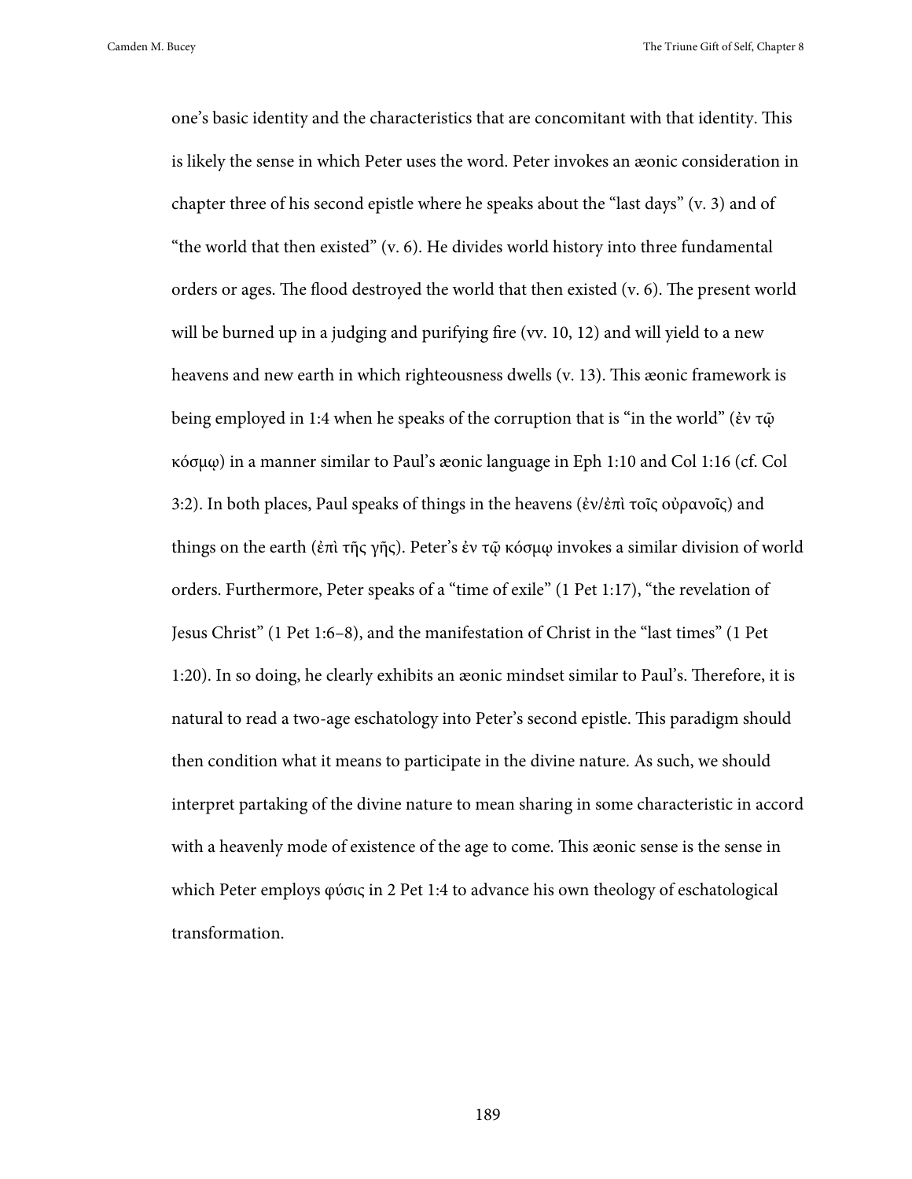one's basic identity and the characteristics that are concomitant with that identity. This is likely the sense in which Peter uses the word. Peter invokes an æonic consideration in chapter three of his second epistle where he speaks about the "last days" (v. 3) and of "the world that then existed" (v. 6). He divides world history into three fundamental orders or ages. The flood destroyed the world that then existed (v. 6). The present world will be burned up in a judging and purifying fire (vv. 10, 12) and will yield to a new heavens and new earth in which righteousness dwells (v. 13). This æonic framework is being employed in 1:4 when he speaks of the corruption that is "in the world" (ἐν τῷ κόσμῳ) in a manner similar to Paul's æonic language in Eph 1:10 and Col 1:16 (cf. Col 3:2). In both places, Paul speaks of things in the heavens (ἐν/ἐπὶ τοῖς οὐρανοῖς) and things on the earth (ἐπὶ τῆς γῆς). Peter's ἐν τῷ κόσμῳ invokes a similar division of world orders. Furthermore, Peter speaks of a "time of exile" (1 Pet 1:17), "the revelation of Jesus Christ" (1 Pet 1:6–8), and the manifestation of Christ in the "last times" (1 Pet 1:20). In so doing, he clearly exhibits an æonic mindset similar to Paul's. Therefore, it is natural to read a two-age eschatology into Peter's second epistle. This paradigm should then condition what it means to participate in the divine nature. As such, we should interpret partaking of the divine nature to mean sharing in some characteristic in accord with a heavenly mode of existence of the age to come. This æonic sense is the sense in which Peter employs φύσις in 2 Pet 1:4 to advance his own theology of eschatological transformation.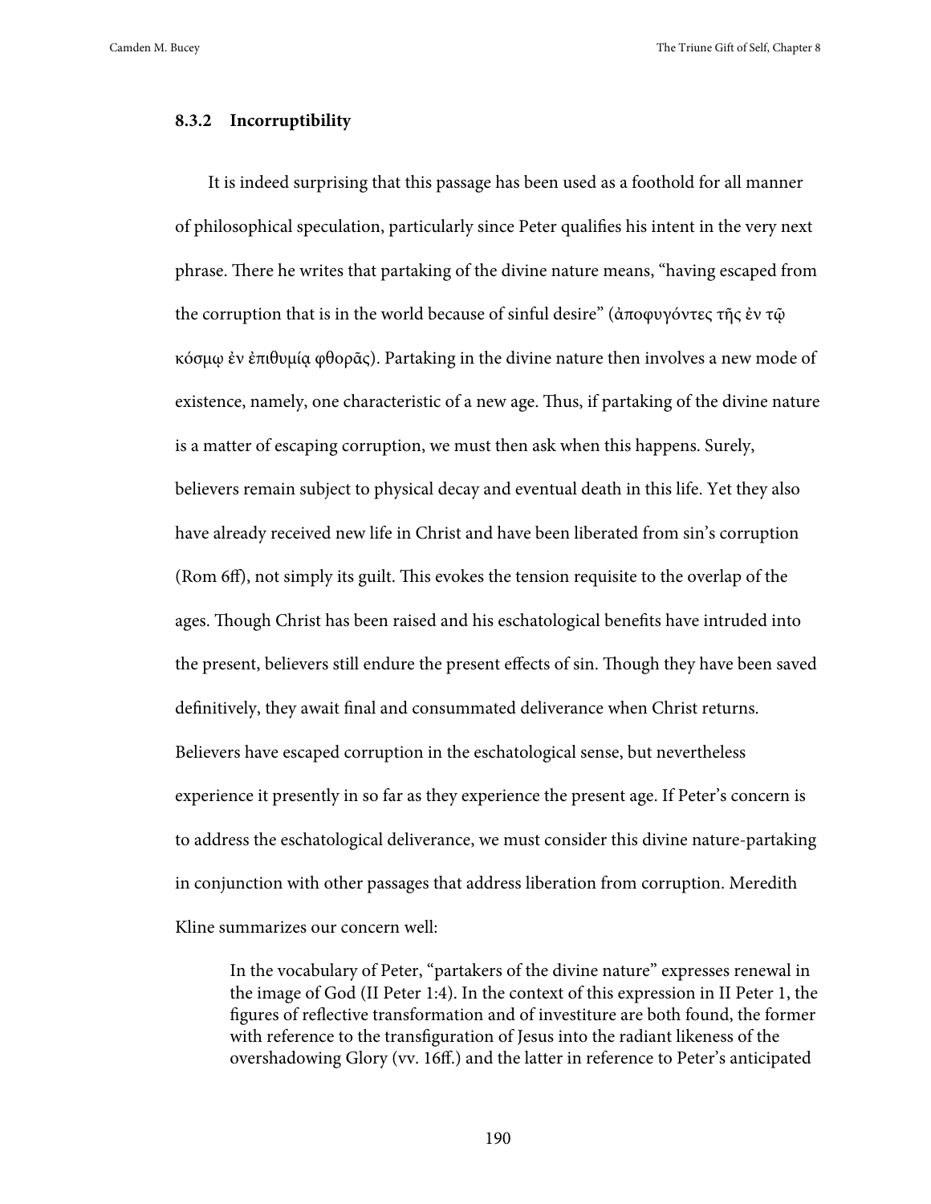### 8.3.2 Incorruptibility

It is indeed surprising that this passage has been used as a foothold for all manner of philosophical speculation, particularly since Peter qualifies his intent in the very next phrase. There he writes that partaking of the divine nature means, "having escaped from the corruption that is in the world because of sinful desire" (ἀποφυγόντες τῆς ἐν τῷ κόσμῳ ἐν ἐπιθυμίᾳ φθορᾶς). Partaking in the divine nature then involves a new mode of existence, namely, one characteristic of a new age. Thus, if partaking of the divine nature is a matter of escaping corruption, we must then ask when this happens. Surely, believers remain subject to physical decay and eventual death in this life. Yet they also have already received new life in Christ and have been liberated from sin's corruption (Rom 6ff), not simply its guilt. This evokes the tension requisite to the overlap of the ages. Though Christ has been raised and his eschatological benefits have intruded into the present, believers still endure the present effects of sin. Though they have been saved definitively, they await final and consummated deliverance when Christ returns. Believers have escaped corruption in the eschatological sense, but nevertheless experience it presently in so far as they experience the present age. If Peter's concern is to address the eschatological deliverance, we must consider this divine nature-partaking in conjunction with other passages that address liberation from corruption. Meredith Kline summarizes our concern well:

> In the vocabulary of Peter, "partakers of the divine nature" expresses renewal in the image of God (II Peter 1:4). In the context of this expression in II Peter 1, the figures of reflective transformation and of investiture are both found, the former with reference to the transfiguration of Jesus into the radiant likeness of the overshadowing Glory (vv. 16ff.) and the latter in reference to Peter's anticipated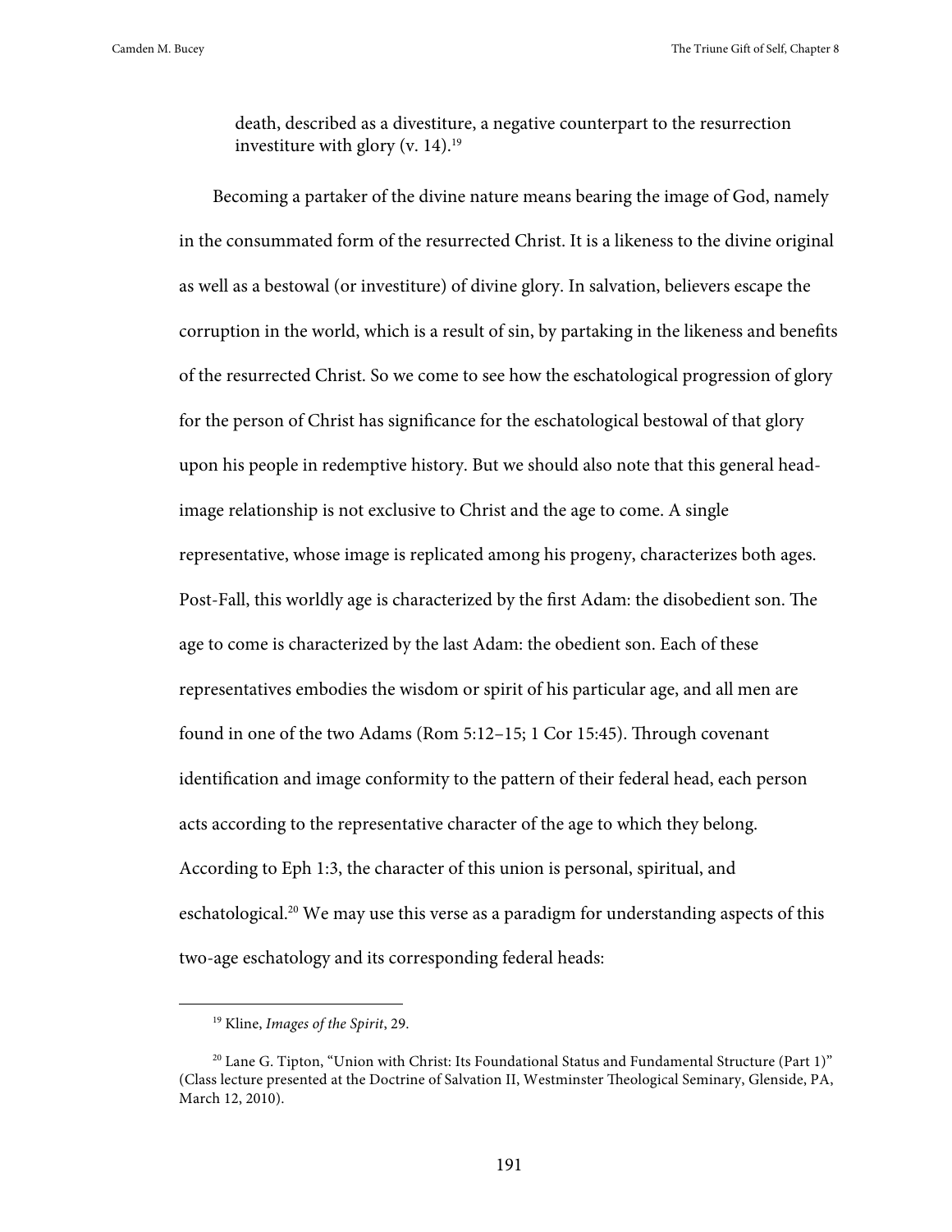> death, described as a divestiture, a negative counterpart to the resurrection investiture with glory (v. 14).[19]

Becoming a partaker of the divine nature means bearing the image of God, namely in the consummated form of the resurrected Christ. It is a likeness to the divine original as well as a bestowal (or investiture) of divine glory. In salvation, believers escape the corruption in the world, which is a result of sin, by partaking in the likeness and benefits of the resurrected Christ. So we come to see how the eschatological progression of glory for the person of Christ has significance for the eschatological bestowal of that glory upon his people in redemptive history. But we should also note that this general head-image relationship is not exclusive to Christ and the age to come. A single representative, whose image is replicated among his progeny, characterizes both ages. Post-Fall, this worldly age is characterized by the first Adam: the disobedient son. The age to come is characterized by the last Adam: the obedient son. Each of these representatives embodies the wisdom or spirit of his particular age, and all men are found in one of the two Adams (Rom 5:12–15; 1 Cor 15:45). Through covenant identification and image conformity to the pattern of their federal head, each person acts according to the representative character of the age to which they belong. According to Eph 1:3, the character of this union is personal, spiritual, and eschatological.[20] We may use this verse as a paradigm for understanding aspects of this two-age eschatology and its corresponding federal heads:

---

[19] Kline, *Images of the Spirit*, 29.

[20] Lane G. Tipton, "Union with Christ: Its Foundational Status and Fundamental Structure (Part 1)" (Class lecture presented at the Doctrine of Salvation II, Westminster Theological Seminary, Glenside, PA, March 12, 2010).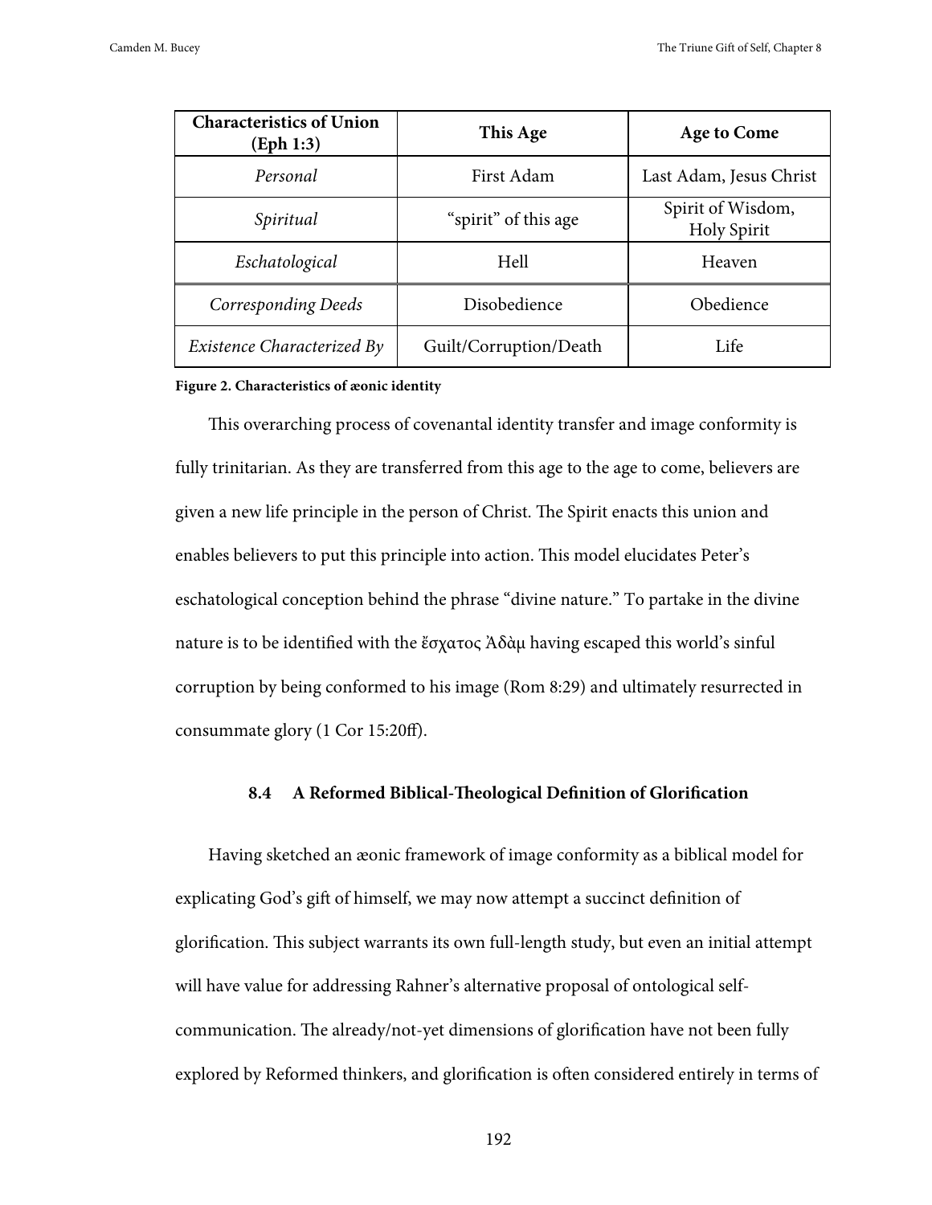| **Characteristics of Union (Eph 1:3)** | **This Age** | **Age to Come** |
|---|---|---|
| *Personal* | First Adam | Last Adam, Jesus Christ |
| *Spiritual* | "spirit" of this age | Spirit of Wisdom, Holy Spirit |
| *Eschatological* | Hell | Heaven |
| *Corresponding Deeds* | Disobedience | Obedience |
| *Existence Characterized By* | Guilt/Corruption/Death | Life |

**Figure 2. Characteristics of æonic identity**

This overarching process of covenantal identity transfer and image conformity is fully trinitarian. As they are transferred from this age to the age to come, believers are given a new life principle in the person of Christ. The Spirit enacts this union and enables believers to put this principle into action. This model elucidates Peter's eschatological conception behind the phrase "divine nature." To partake in the divine nature is to be identified with the ἔσχατος Ἀδὰμ having escaped this world's sinful corruption by being conformed to his image (Rom 8:29) and ultimately resurrected in consummate glory (1 Cor 15:20ff).

## 8.4 A Reformed Biblical-Theological Definition of Glorification

Having sketched an æonic framework of image conformity as a biblical model for explicating God's gift of himself, we may now attempt a succinct definition of glorification. This subject warrants its own full-length study, but even an initial attempt will have value for addressing Rahner's alternative proposal of ontological self-communication. The already/not-yet dimensions of glorification have not been fully explored by Reformed thinkers, and glorification is often considered entirely in terms of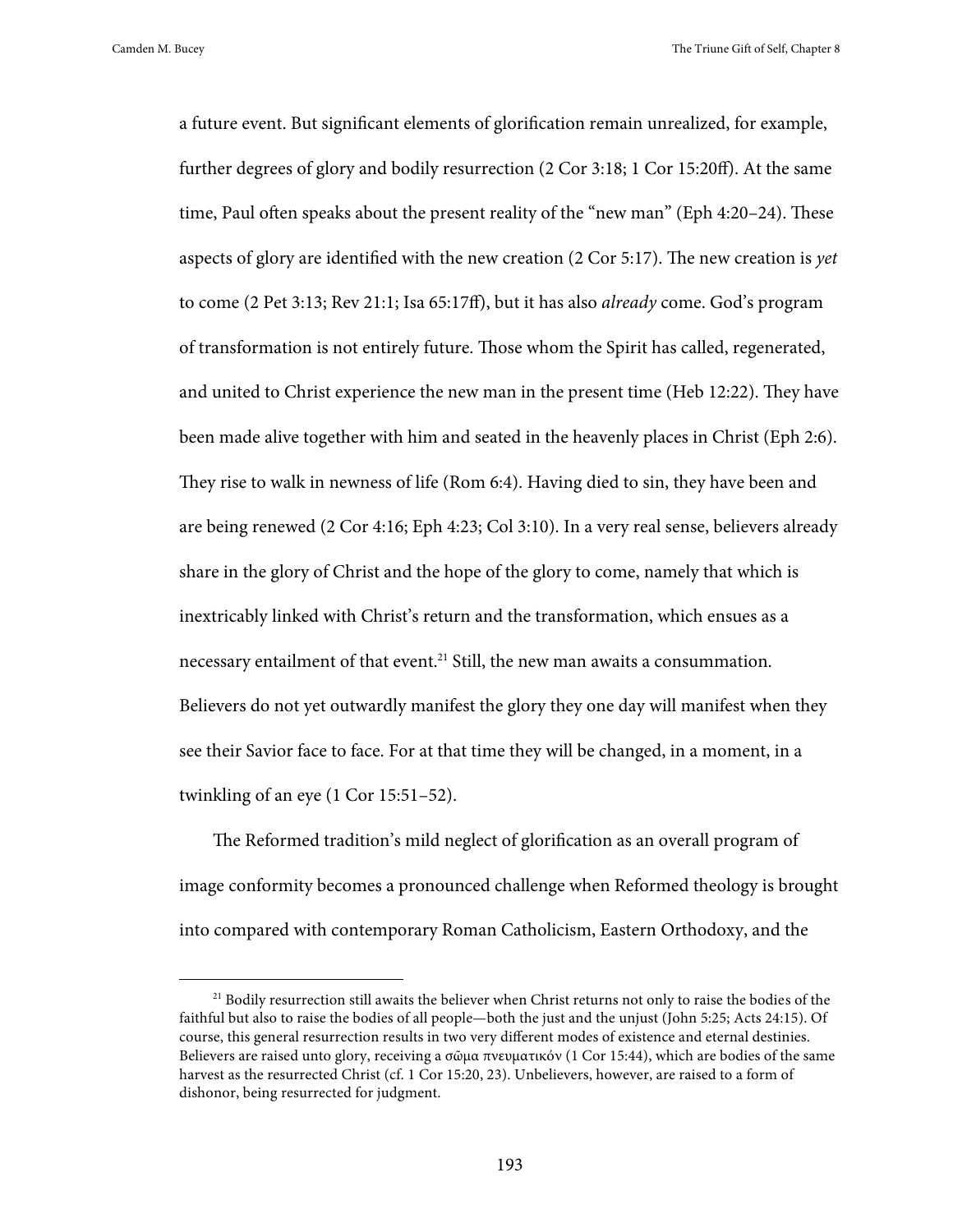a future event. But significant elements of glorification remain unrealized, for example, further degrees of glory and bodily resurrection (2 Cor 3:18; 1 Cor 15:20ff). At the same time, Paul often speaks about the present reality of the "new man" (Eph 4:20–24). These aspects of glory are identified with the new creation (2 Cor 5:17). The new creation is *yet* to come (2 Pet 3:13; Rev 21:1; Isa 65:17ff), but it has also *already* come. God's program of transformation is not entirely future. Those whom the Spirit has called, regenerated, and united to Christ experience the new man in the present time (Heb 12:22). They have been made alive together with him and seated in the heavenly places in Christ (Eph 2:6). They rise to walk in newness of life (Rom 6:4). Having died to sin, they have been and are being renewed (2 Cor 4:16; Eph 4:23; Col 3:10). In a very real sense, believers already share in the glory of Christ and the hope of the glory to come, namely that which is inextricably linked with Christ's return and the transformation, which ensues as a necessary entailment of that event.[21] Still, the new man awaits a consummation. Believers do not yet outwardly manifest the glory they one day will manifest when they see their Savior face to face. For at that time they will be changed, in a moment, in a twinkling of an eye (1 Cor 15:51–52).

The Reformed tradition's mild neglect of glorification as an overall program of image conformity becomes a pronounced challenge when Reformed theology is brought into compared with contemporary Roman Catholicism, Eastern Orthodoxy, and the

[21] Bodily resurrection still awaits the believer when Christ returns not only to raise the bodies of the faithful but also to raise the bodies of all people—both the just and the unjust (John 5:25; Acts 24:15). Of course, this general resurrection results in two very different modes of existence and eternal destinies. Believers are raised unto glory, receiving a σῶμα πνευματικόν (1 Cor 15:44), which are bodies of the same harvest as the resurrected Christ (cf. 1 Cor 15:20, 23). Unbelievers, however, are raised to a form of dishonor, being resurrected for judgment.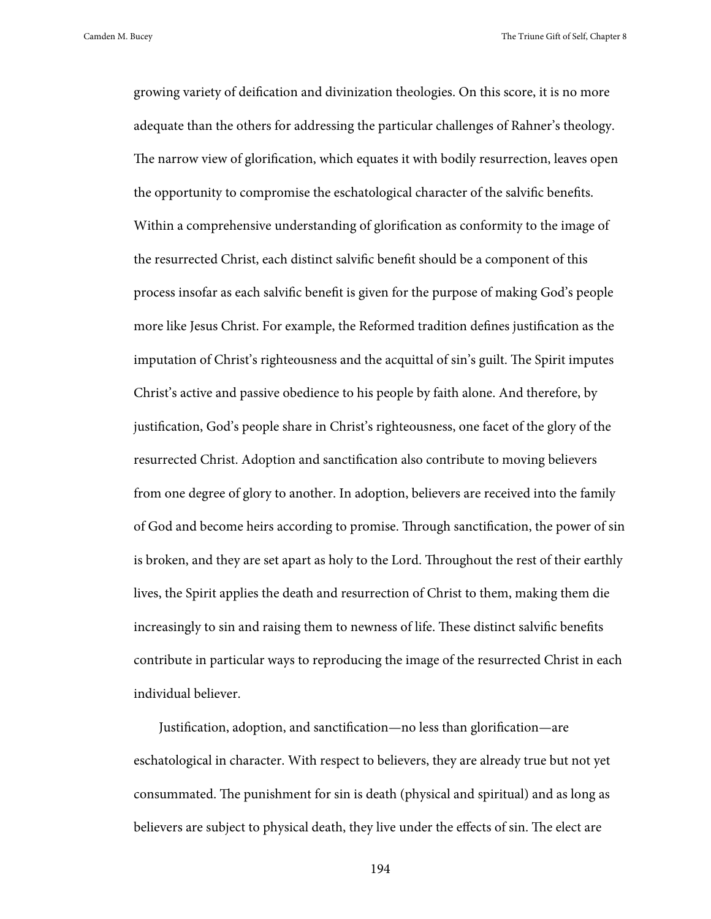growing variety of deification and divinization theologies. On this score, it is no more adequate than the others for addressing the particular challenges of Rahner's theology. The narrow view of glorification, which equates it with bodily resurrection, leaves open the opportunity to compromise the eschatological character of the salvific benefits. Within a comprehensive understanding of glorification as conformity to the image of the resurrected Christ, each distinct salvific benefit should be a component of this process insofar as each salvific benefit is given for the purpose of making God's people more like Jesus Christ. For example, the Reformed tradition defines justification as the imputation of Christ's righteousness and the acquittal of sin's guilt. The Spirit imputes Christ's active and passive obedience to his people by faith alone. And therefore, by justification, God's people share in Christ's righteousness, one facet of the glory of the resurrected Christ. Adoption and sanctification also contribute to moving believers from one degree of glory to another. In adoption, believers are received into the family of God and become heirs according to promise. Through sanctification, the power of sin is broken, and they are set apart as holy to the Lord. Throughout the rest of their earthly lives, the Spirit applies the death and resurrection of Christ to them, making them die increasingly to sin and raising them to newness of life. These distinct salvific benefits contribute in particular ways to reproducing the image of the resurrected Christ in each individual believer.

Justification, adoption, and sanctification—no less than glorification—are eschatological in character. With respect to believers, they are already true but not yet consummated. The punishment for sin is death (physical and spiritual) and as long as believers are subject to physical death, they live under the effects of sin. The elect are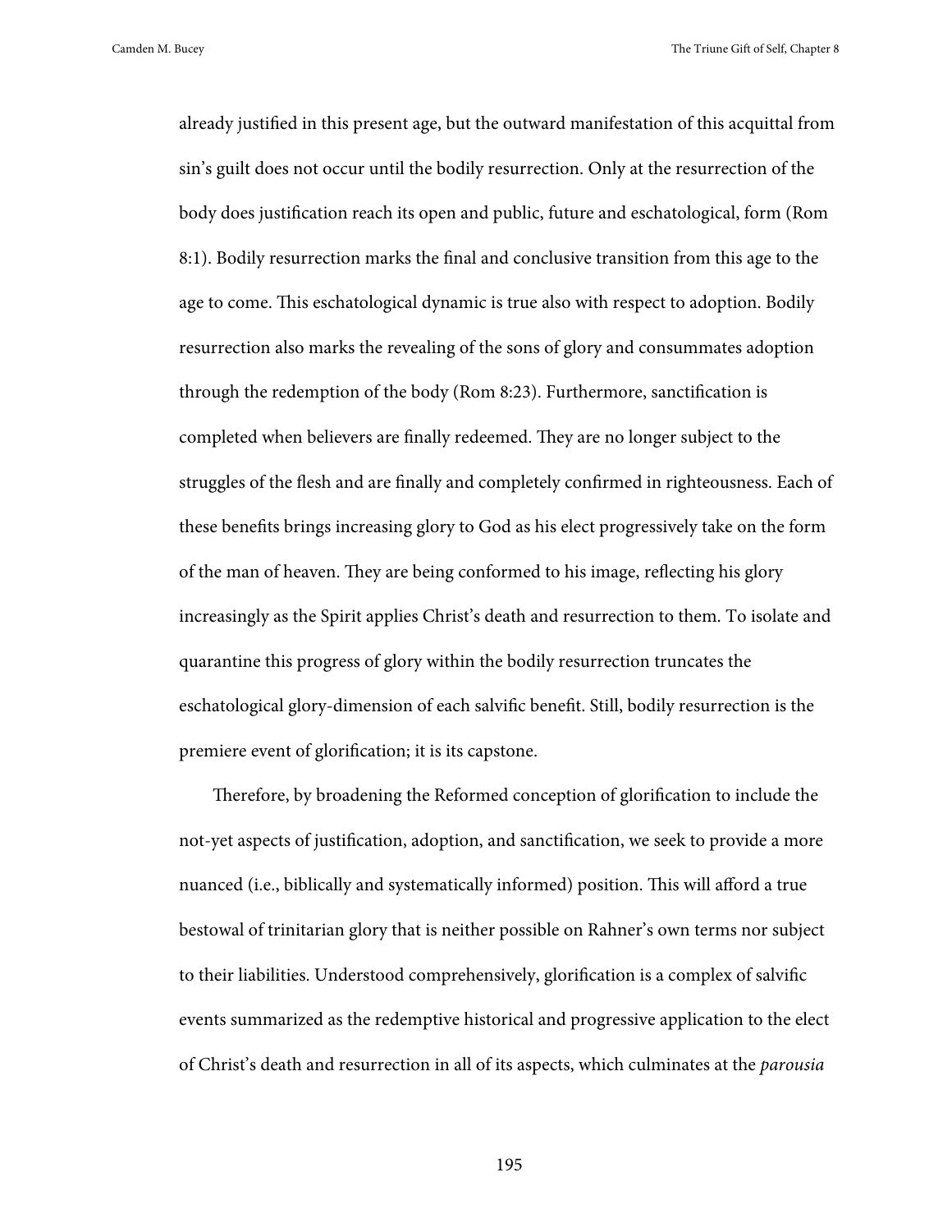already justified in this present age, but the outward manifestation of this acquittal from sin's guilt does not occur until the bodily resurrection. Only at the resurrection of the body does justification reach its open and public, future and eschatological, form (Rom 8:1). Bodily resurrection marks the final and conclusive transition from this age to the age to come. This eschatological dynamic is true also with respect to adoption. Bodily resurrection also marks the revealing of the sons of glory and consummates adoption through the redemption of the body (Rom 8:23). Furthermore, sanctification is completed when believers are finally redeemed. They are no longer subject to the struggles of the flesh and are finally and completely confirmed in righteousness. Each of these benefits brings increasing glory to God as his elect progressively take on the form of the man of heaven. They are being conformed to his image, reflecting his glory increasingly as the Spirit applies Christ's death and resurrection to them. To isolate and quarantine this progress of glory within the bodily resurrection truncates the eschatological glory-dimension of each salvific benefit. Still, bodily resurrection is the premiere event of glorification; it is its capstone.

Therefore, by broadening the Reformed conception of glorification to include the not-yet aspects of justification, adoption, and sanctification, we seek to provide a more nuanced (i.e., biblically and systematically informed) position. This will afford a true bestowal of trinitarian glory that is neither possible on Rahner's own terms nor subject to their liabilities. Understood comprehensively, glorification is a complex of salvific events summarized as the redemptive historical and progressive application to the elect of Christ's death and resurrection in all of its aspects, which culminates at the *parousia*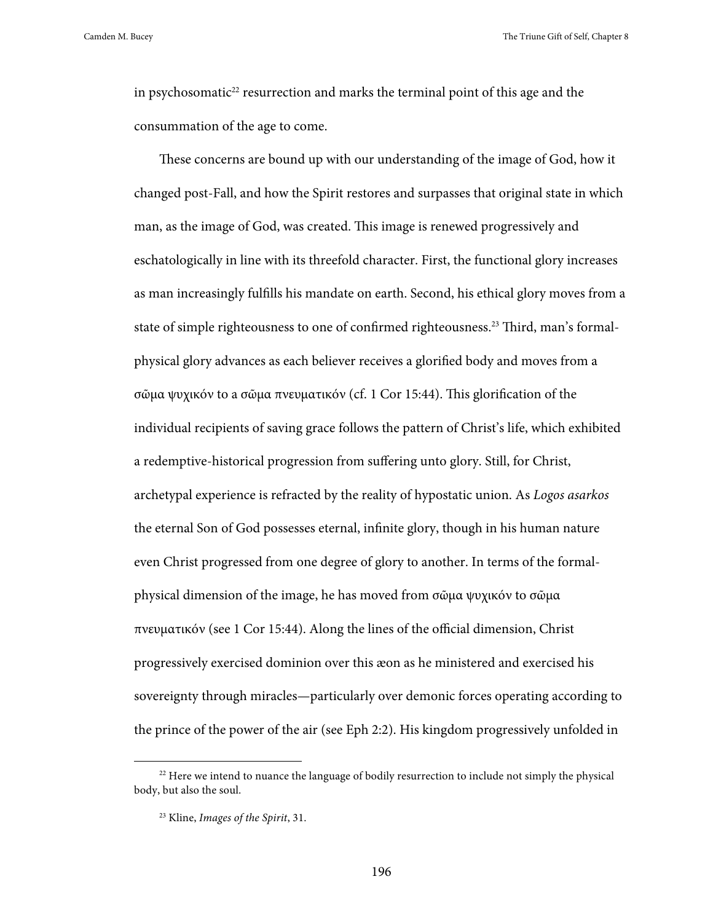in psychosomatic[22] resurrection and marks the terminal point of this age and the consummation of the age to come.

These concerns are bound up with our understanding of the image of God, how it changed post-Fall, and how the Spirit restores and surpasses that original state in which man, as the image of God, was created. This image is renewed progressively and eschatologically in line with its threefold character. First, the functional glory increases as man increasingly fulfills his mandate on earth. Second, his ethical glory moves from a state of simple righteousness to one of confirmed righteousness.[23] Third, man's formal-physical glory advances as each believer receives a glorified body and moves from a σῶμα ψυχικόν to a σῶμα πνευματικόν (cf. 1 Cor 15:44). This glorification of the individual recipients of saving grace follows the pattern of Christ's life, which exhibited a redemptive-historical progression from suffering unto glory. Still, for Christ, archetypal experience is refracted by the reality of hypostatic union. As *Logos asarkos* the eternal Son of God possesses eternal, infinite glory, though in his human nature even Christ progressed from one degree of glory to another. In terms of the formal-physical dimension of the image, he has moved from σῶμα ψυχικόν to σῶμα πνευματικόν (see 1 Cor 15:44). Along the lines of the official dimension, Christ progressively exercised dominion over this æon as he ministered and exercised his sovereignty through miracles—particularly over demonic forces operating according to the prince of the power of the air (see Eph 2:2). His kingdom progressively unfolded in

[22] Here we intend to nuance the language of bodily resurrection to include not simply the physical body, but also the soul.

[23] Kline, *Images of the Spirit*, 31.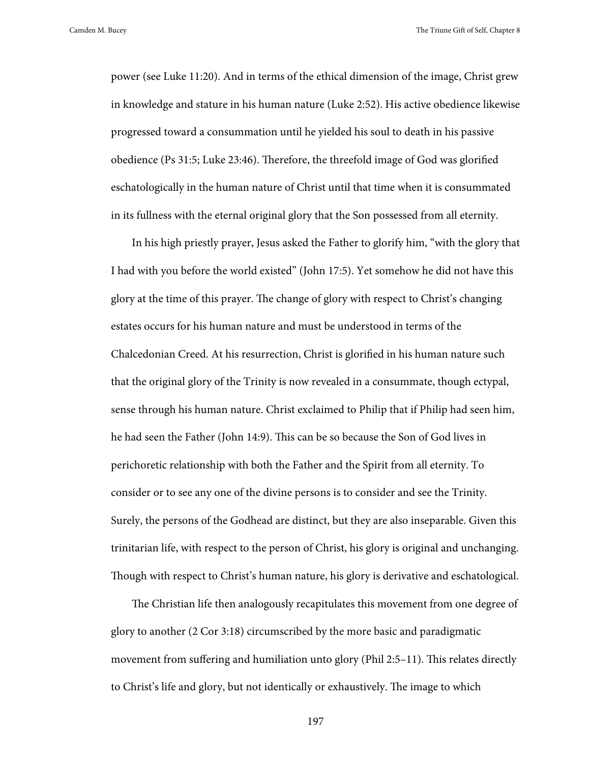power (see Luke 11:20). And in terms of the ethical dimension of the image, Christ grew in knowledge and stature in his human nature (Luke 2:52). His active obedience likewise progressed toward a consummation until he yielded his soul to death in his passive obedience (Ps 31:5; Luke 23:46). Therefore, the threefold image of God was glorified eschatologically in the human nature of Christ until that time when it is consummated in its fullness with the eternal original glory that the Son possessed from all eternity.

In his high priestly prayer, Jesus asked the Father to glorify him, "with the glory that I had with you before the world existed" (John 17:5). Yet somehow he did not have this glory at the time of this prayer. The change of glory with respect to Christ's changing estates occurs for his human nature and must be understood in terms of the Chalcedonian Creed. At his resurrection, Christ is glorified in his human nature such that the original glory of the Trinity is now revealed in a consummate, though ectypal, sense through his human nature. Christ exclaimed to Philip that if Philip had seen him, he had seen the Father (John 14:9). This can be so because the Son of God lives in perichoretic relationship with both the Father and the Spirit from all eternity. To consider or to see any one of the divine persons is to consider and see the Trinity. Surely, the persons of the Godhead are distinct, but they are also inseparable. Given this trinitarian life, with respect to the person of Christ, his glory is original and unchanging. Though with respect to Christ's human nature, his glory is derivative and eschatological.

The Christian life then analogously recapitulates this movement from one degree of glory to another (2 Cor 3:18) circumscribed by the more basic and paradigmatic movement from suffering and humiliation unto glory (Phil 2:5–11). This relates directly to Christ's life and glory, but not identically or exhaustively. The image to which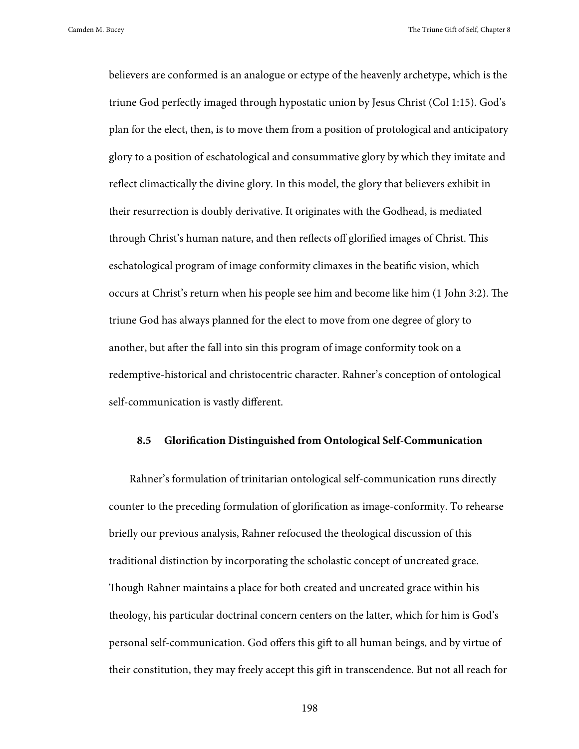believers are conformed is an analogue or ectype of the heavenly archetype, which is the triune God perfectly imaged through hypostatic union by Jesus Christ (Col 1:15). God's plan for the elect, then, is to move them from a position of protological and anticipatory glory to a position of eschatological and consummative glory by which they imitate and reflect climactically the divine glory. In this model, the glory that believers exhibit in their resurrection is doubly derivative. It originates with the Godhead, is mediated through Christ's human nature, and then reflects off glorified images of Christ. This eschatological program of image conformity climaxes in the beatific vision, which occurs at Christ's return when his people see him and become like him (1 John 3:2). The triune God has always planned for the elect to move from one degree of glory to another, but after the fall into sin this program of image conformity took on a redemptive-historical and christocentric character. Rahner's conception of ontological self-communication is vastly different.

### 8.5 Glorification Distinguished from Ontological Self-Communication

Rahner's formulation of trinitarian ontological self-communication runs directly counter to the preceding formulation of glorification as image-conformity. To rehearse briefly our previous analysis, Rahner refocused the theological discussion of this traditional distinction by incorporating the scholastic concept of uncreated grace. Though Rahner maintains a place for both created and uncreated grace within his theology, his particular doctrinal concern centers on the latter, which for him is God's personal self-communication. God offers this gift to all human beings, and by virtue of their constitution, they may freely accept this gift in transcendence. But not all reach for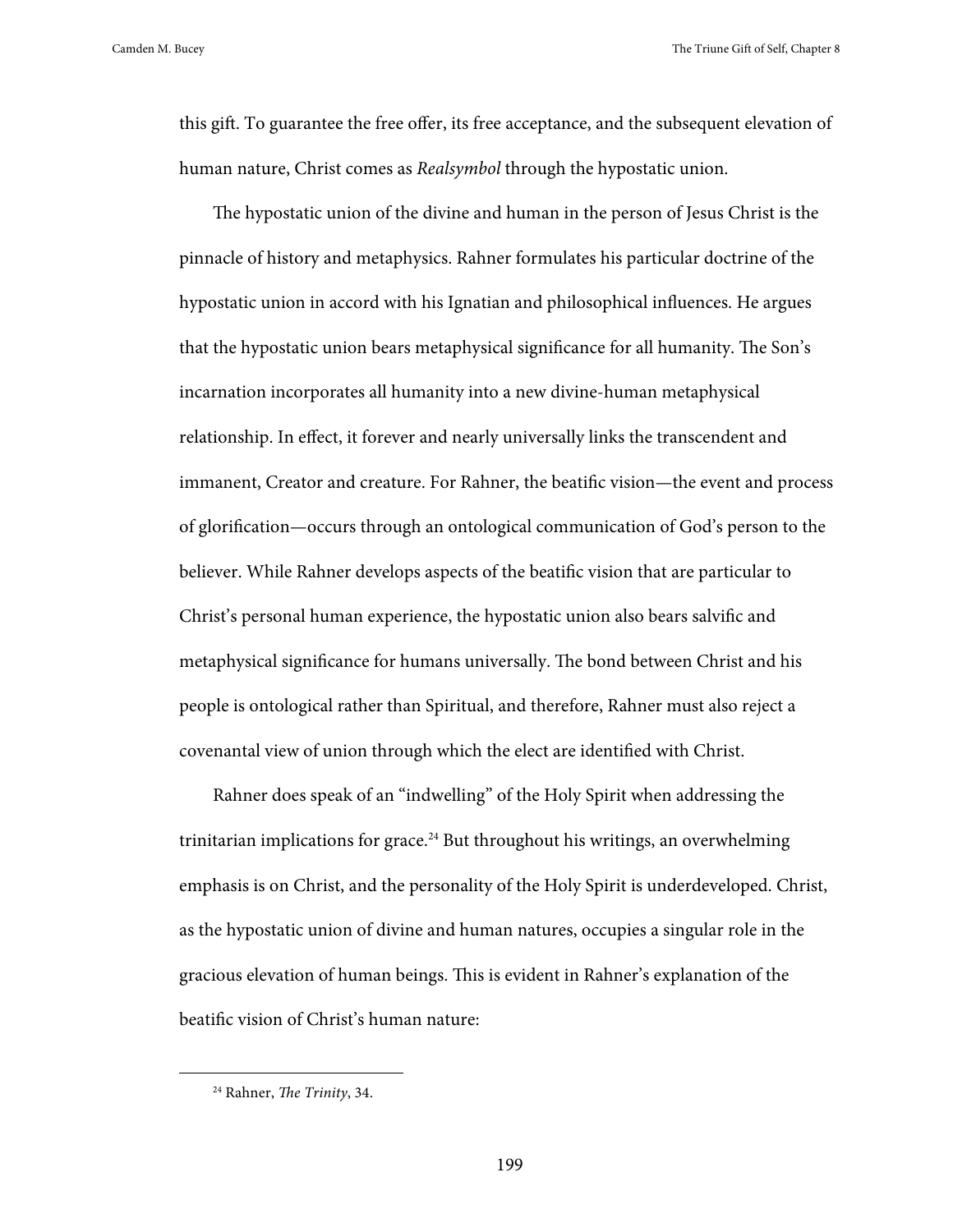this gift. To guarantee the free offer, its free acceptance, and the subsequent elevation of human nature, Christ comes as *Realsymbol* through the hypostatic union.

The hypostatic union of the divine and human in the person of Jesus Christ is the pinnacle of history and metaphysics. Rahner formulates his particular doctrine of the hypostatic union in accord with his Ignatian and philosophical influences. He argues that the hypostatic union bears metaphysical significance for all humanity. The Son's incarnation incorporates all humanity into a new divine-human metaphysical relationship. In effect, it forever and nearly universally links the transcendent and immanent, Creator and creature. For Rahner, the beatific vision—the event and process of glorification—occurs through an ontological communication of God's person to the believer. While Rahner develops aspects of the beatific vision that are particular to Christ's personal human experience, the hypostatic union also bears salvific and metaphysical significance for humans universally. The bond between Christ and his people is ontological rather than Spiritual, and therefore, Rahner must also reject a covenantal view of union through which the elect are identified with Christ.

Rahner does speak of an "indwelling" of the Holy Spirit when addressing the trinitarian implications for grace.[24] But throughout his writings, an overwhelming emphasis is on Christ, and the personality of the Holy Spirit is underdeveloped. Christ, as the hypostatic union of divine and human natures, occupies a singular role in the gracious elevation of human beings. This is evident in Rahner's explanation of the beatific vision of Christ's human nature:

---

[24] Rahner, *The Trinity*, 34.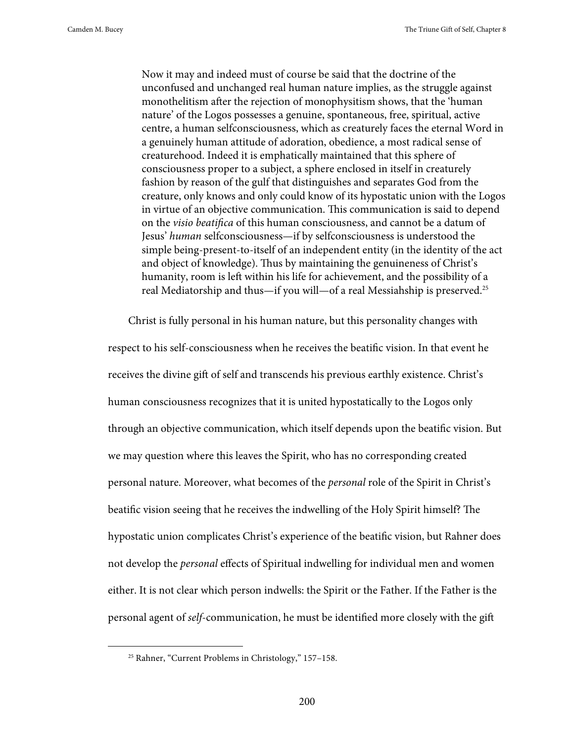> Now it may and indeed must of course be said that the doctrine of the unconfused and unchanged real human nature implies, as the struggle against monothelitism after the rejection of monophysitism shows, that the 'human nature' of the Logos possesses a genuine, spontaneous, free, spiritual, active centre, a human selfconsciousness, which as creaturely faces the eternal Word in a genuinely human attitude of adoration, obedience, a most radical sense of creaturehood. Indeed it is emphatically maintained that this sphere of consciousness proper to a subject, a sphere enclosed in itself in creaturely fashion by reason of the gulf that distinguishes and separates God from the creature, only knows and only could know of its hypostatic union with the Logos in virtue of an objective communication. This communication is said to depend on the *visio beatifica* of this human consciousness, and cannot be a datum of Jesus' *human* selfconsciousness—if by selfconsciousness is understood the simple being-present-to-itself of an independent entity (in the identity of the act and object of knowledge). Thus by maintaining the genuineness of Christ's humanity, room is left within his life for achievement, and the possibility of a real Mediatorship and thus—if you will—of a real Messiahship is preserved.[25]

Christ is fully personal in his human nature, but this personality changes with respect to his self-consciousness when he receives the beatific vision. In that event he receives the divine gift of self and transcends his previous earthly existence. Christ's human consciousness recognizes that it is united hypostatically to the Logos only through an objective communication, which itself depends upon the beatific vision. But we may question where this leaves the Spirit, who has no corresponding created personal nature. Moreover, what becomes of the *personal* role of the Spirit in Christ's beatific vision seeing that he receives the indwelling of the Holy Spirit himself? The hypostatic union complicates Christ's experience of the beatific vision, but Rahner does not develop the *personal* effects of Spiritual indwelling for individual men and women either. It is not clear which person indwells: the Spirit or the Father. If the Father is the personal agent of *self*-communication, he must be identified more closely with the gift

[25] Rahner, "Current Problems in Christology," 157–158.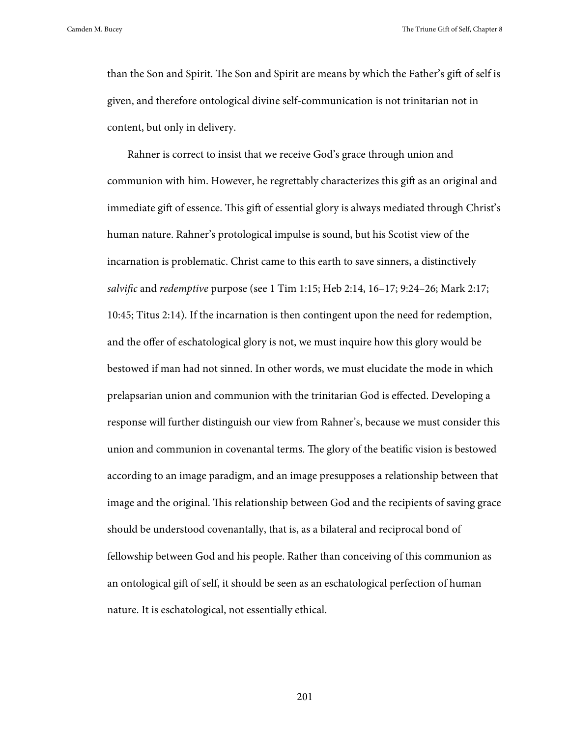than the Son and Spirit. The Son and Spirit are means by which the Father's gift of self is given, and therefore ontological divine self-communication is not trinitarian not in content, but only in delivery.

Rahner is correct to insist that we receive God's grace through union and communion with him. However, he regrettably characterizes this gift as an original and immediate gift of essence. This gift of essential glory is always mediated through Christ's human nature. Rahner's protological impulse is sound, but his Scotist view of the incarnation is problematic. Christ came to this earth to save sinners, a distinctively *salvific* and *redemptive* purpose (see 1 Tim 1:15; Heb 2:14, 16–17; 9:24–26; Mark 2:17; 10:45; Titus 2:14). If the incarnation is then contingent upon the need for redemption, and the offer of eschatological glory is not, we must inquire how this glory would be bestowed if man had not sinned. In other words, we must elucidate the mode in which prelapsarian union and communion with the trinitarian God is effected. Developing a response will further distinguish our view from Rahner's, because we must consider this union and communion in covenantal terms. The glory of the beatific vision is bestowed according to an image paradigm, and an image presupposes a relationship between that image and the original. This relationship between God and the recipients of saving grace should be understood covenantally, that is, as a bilateral and reciprocal bond of fellowship between God and his people. Rather than conceiving of this communion as an ontological gift of self, it should be seen as an eschatological perfection of human nature. It is eschatological, not essentially ethical.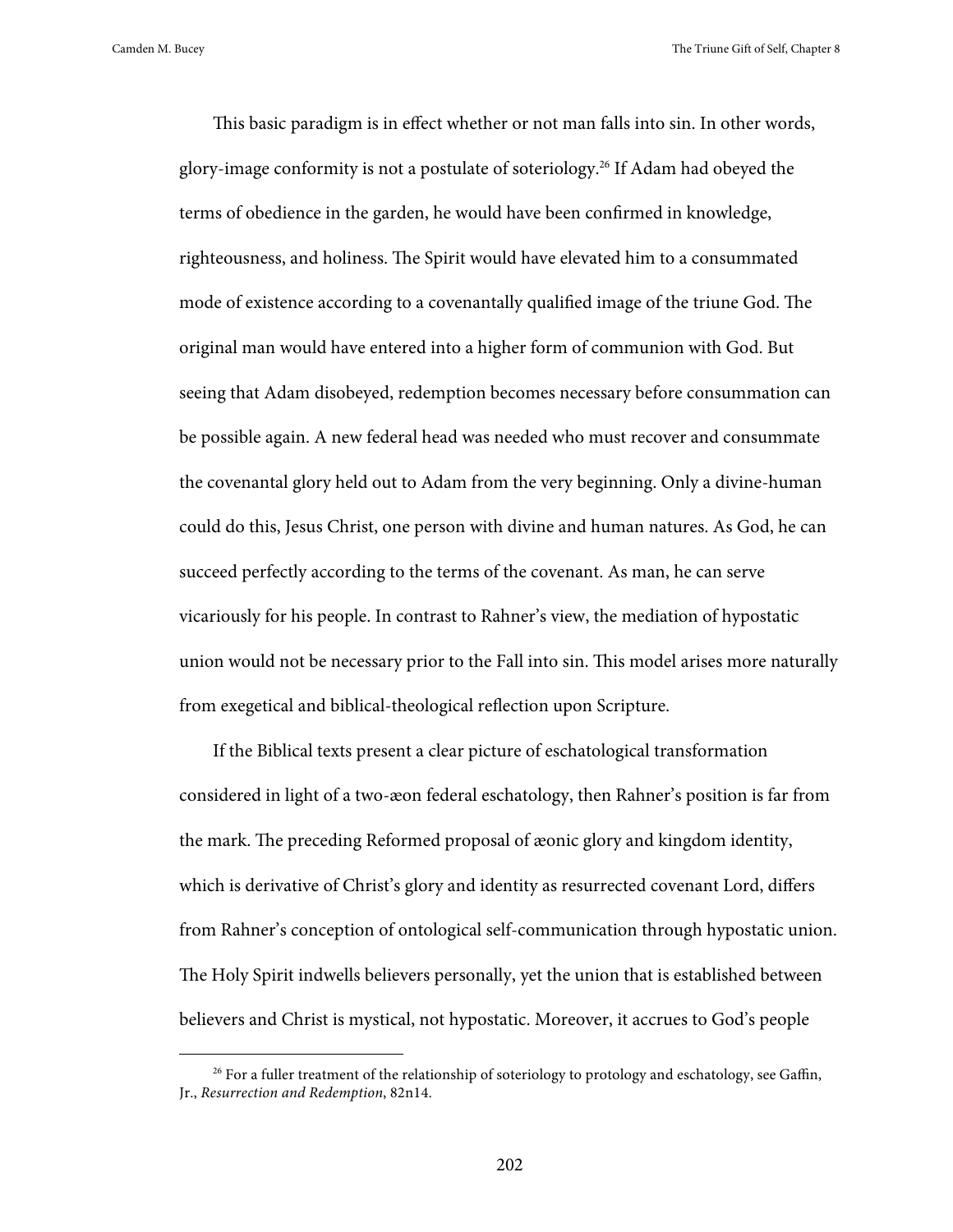This basic paradigm is in effect whether or not man falls into sin. In other words, glory-image conformity is not a postulate of soteriology.[26] If Adam had obeyed the terms of obedience in the garden, he would have been confirmed in knowledge, righteousness, and holiness. The Spirit would have elevated him to a consummated mode of existence according to a covenantally qualified image of the triune God. The original man would have entered into a higher form of communion with God. But seeing that Adam disobeyed, redemption becomes necessary before consummation can be possible again. A new federal head was needed who must recover and consummate the covenantal glory held out to Adam from the very beginning. Only a divine-human could do this, Jesus Christ, one person with divine and human natures. As God, he can succeed perfectly according to the terms of the covenant. As man, he can serve vicariously for his people. In contrast to Rahner's view, the mediation of hypostatic union would not be necessary prior to the Fall into sin. This model arises more naturally from exegetical and biblical-theological reflection upon Scripture.

If the Biblical texts present a clear picture of eschatological transformation considered in light of a two-æon federal eschatology, then Rahner's position is far from the mark. The preceding Reformed proposal of æonic glory and kingdom identity, which is derivative of Christ's glory and identity as resurrected covenant Lord, differs from Rahner's conception of ontological self-communication through hypostatic union. The Holy Spirit indwells believers personally, yet the union that is established between believers and Christ is mystical, not hypostatic. Moreover, it accrues to God's people

[26] For a fuller treatment of the relationship of soteriology to protology and eschatology, see Gaffin, Jr., *Resurrection and Redemption*, 82n14.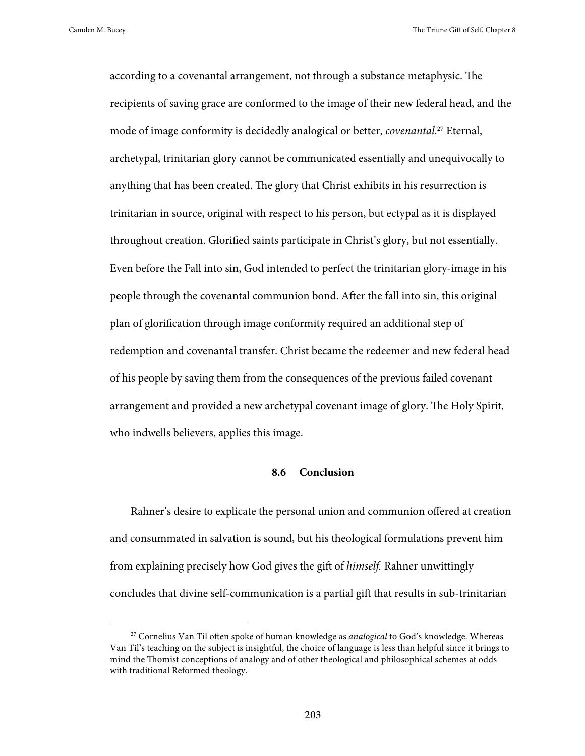according to a covenantal arrangement, not through a substance metaphysic. The recipients of saving grace are conformed to the image of their new federal head, and the mode of image conformity is decidedly analogical or better, *covenantal*.[27] Eternal, archetypal, trinitarian glory cannot be communicated essentially and unequivocally to anything that has been created. The glory that Christ exhibits in his resurrection is trinitarian in source, original with respect to his person, but ectypal as it is displayed throughout creation. Glorified saints participate in Christ's glory, but not essentially. Even before the Fall into sin, God intended to perfect the trinitarian glory-image in his people through the covenantal communion bond. After the fall into sin, this original plan of glorification through image conformity required an additional step of redemption and covenantal transfer. Christ became the redeemer and new federal head of his people by saving them from the consequences of the previous failed covenant arrangement and provided a new archetypal covenant image of glory. The Holy Spirit, who indwells believers, applies this image.

## 8.6 Conclusion

Rahner's desire to explicate the personal union and communion offered at creation and consummated in salvation is sound, but his theological formulations prevent him from explaining precisely how God gives the gift of *himself.* Rahner unwittingly concludes that divine self-communication is a partial gift that results in sub-trinitarian

[27] Cornelius Van Til often spoke of human knowledge as *analogical* to God's knowledge. Whereas Van Til's teaching on the subject is insightful, the choice of language is less than helpful since it brings to mind the Thomist conceptions of analogy and of other theological and philosophical schemes at odds with traditional Reformed theology.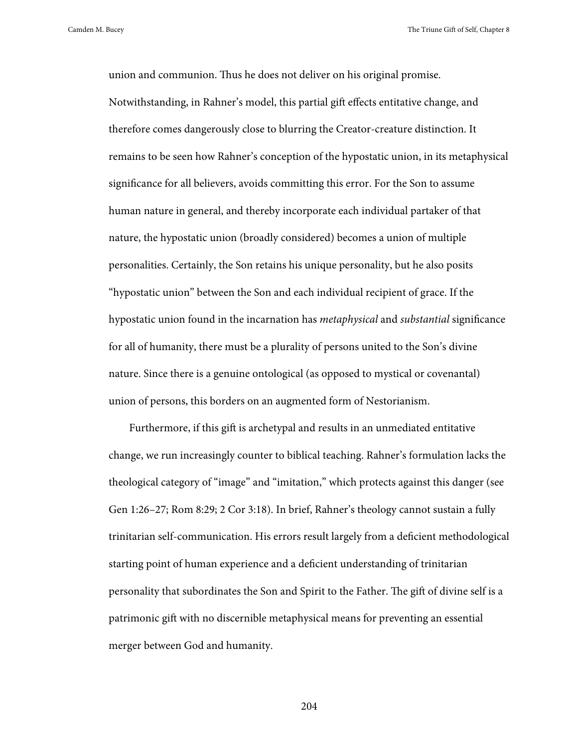union and communion. Thus he does not deliver on his original promise. Notwithstanding, in Rahner's model, this partial gift effects entitative change, and therefore comes dangerously close to blurring the Creator-creature distinction. It remains to be seen how Rahner's conception of the hypostatic union, in its metaphysical significance for all believers, avoids committing this error. For the Son to assume human nature in general, and thereby incorporate each individual partaker of that nature, the hypostatic union (broadly considered) becomes a union of multiple personalities. Certainly, the Son retains his unique personality, but he also posits "hypostatic union" between the Son and each individual recipient of grace. If the hypostatic union found in the incarnation has *metaphysical* and *substantial* significance for all of humanity, there must be a plurality of persons united to the Son's divine nature. Since there is a genuine ontological (as opposed to mystical or covenantal) union of persons, this borders on an augmented form of Nestorianism.

Furthermore, if this gift is archetypal and results in an unmediated entitative change, we run increasingly counter to biblical teaching. Rahner's formulation lacks the theological category of "image" and "imitation," which protects against this danger (see Gen 1:26–27; Rom 8:29; 2 Cor 3:18). In brief, Rahner's theology cannot sustain a fully trinitarian self-communication. His errors result largely from a deficient methodological starting point of human experience and a deficient understanding of trinitarian personality that subordinates the Son and Spirit to the Father. The gift of divine self is a patrimonic gift with no discernible metaphysical means for preventing an essential merger between God and humanity.